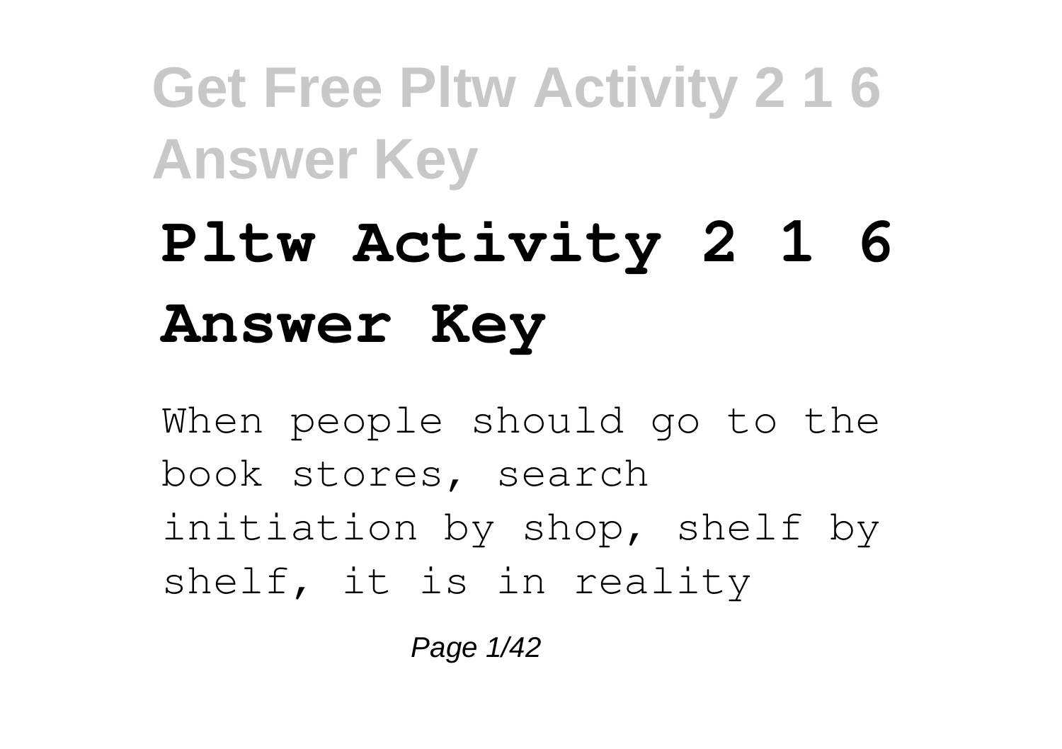# Pltw Activity 2 1 6 Answer Key

When people should go to the book stores, search initiation by shop, shelf by shelf, it is in reality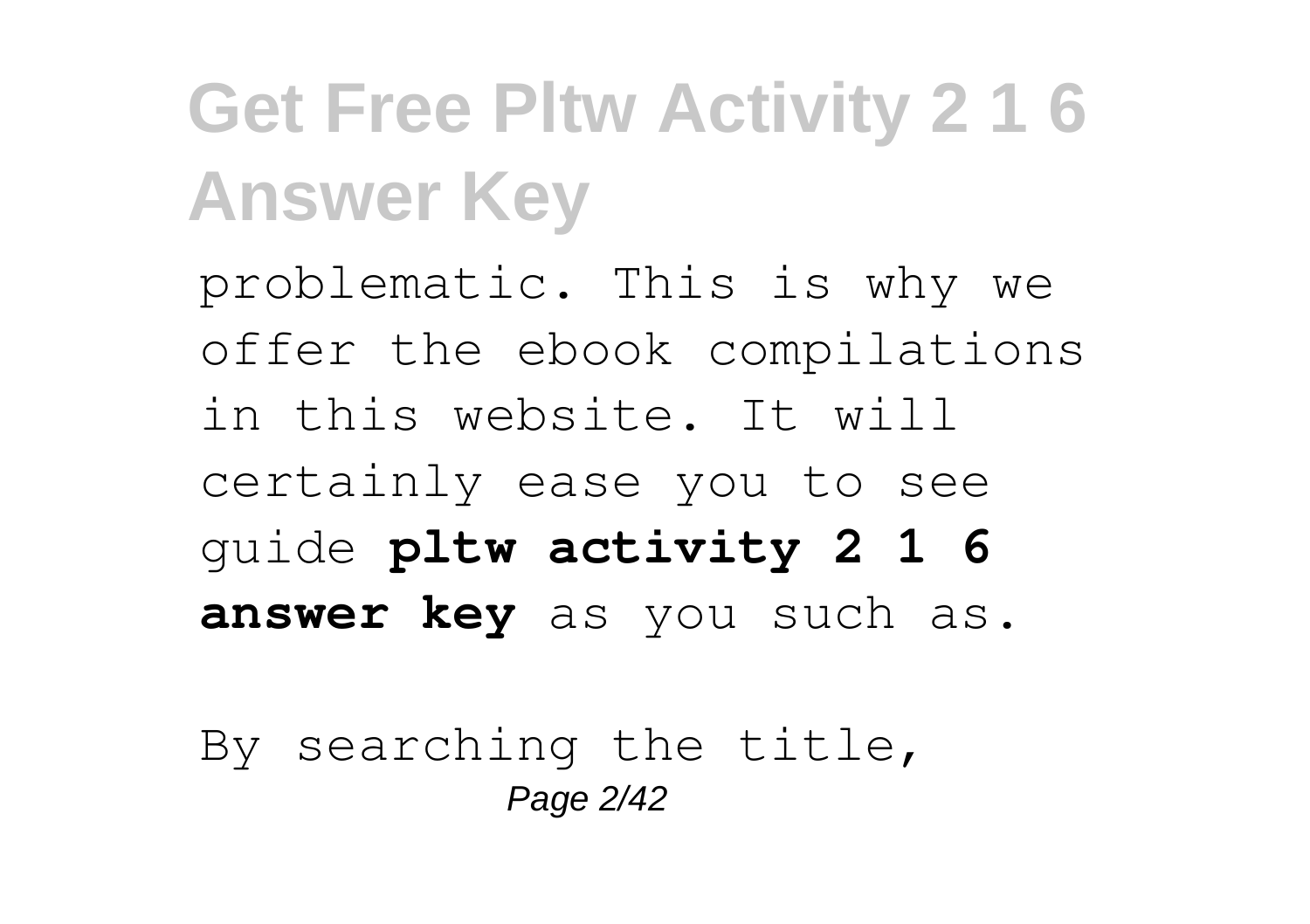problematic. This is why we offer the ebook compilations in this website. It will certainly ease you to see guide **pltw activity 2 1 6 answer key** as you such as.

By searching the title,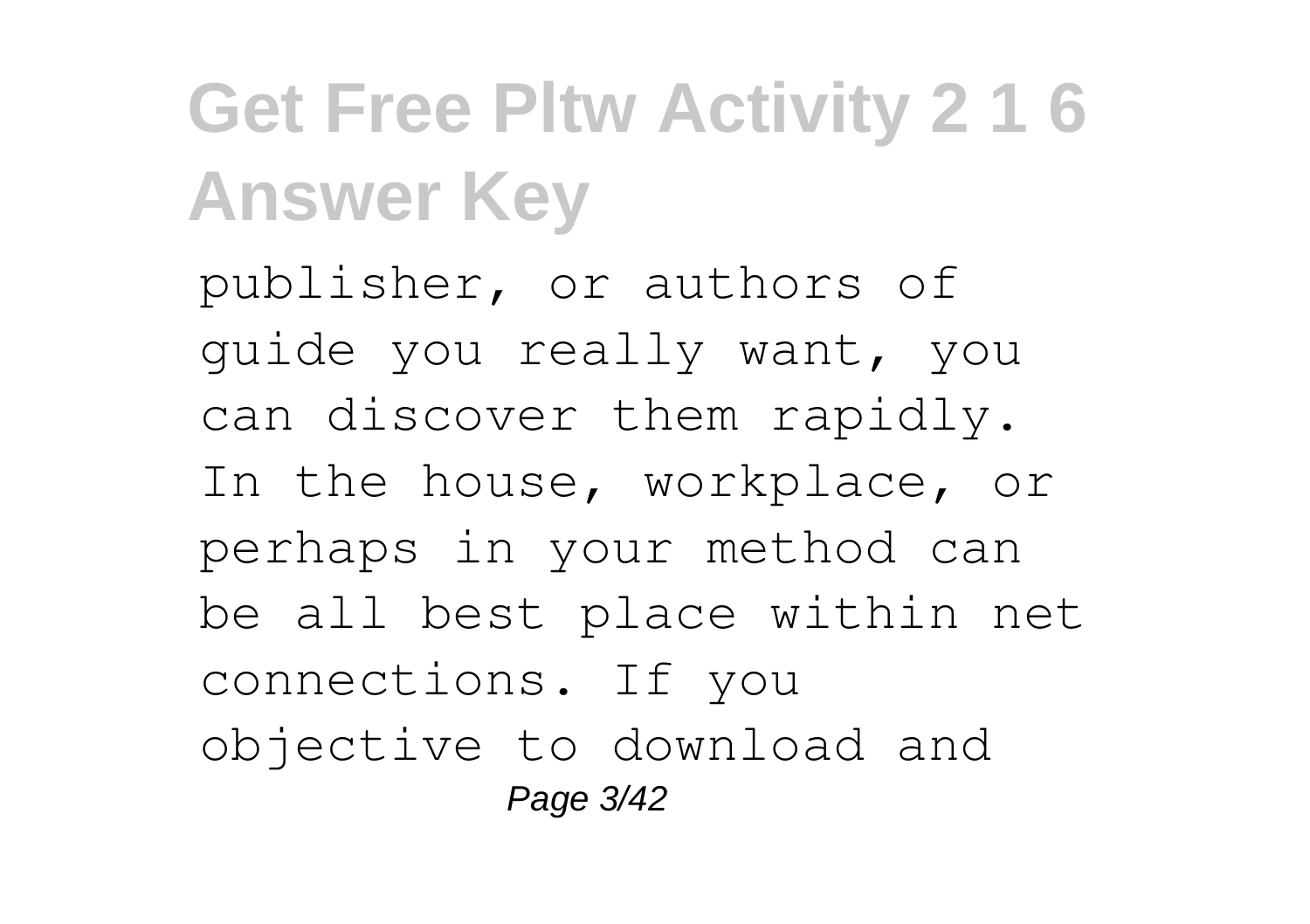publisher, or authors of guide you really want, you can discover them rapidly. In the house, workplace, or perhaps in your method can be all best place within net connections. If you objective to download and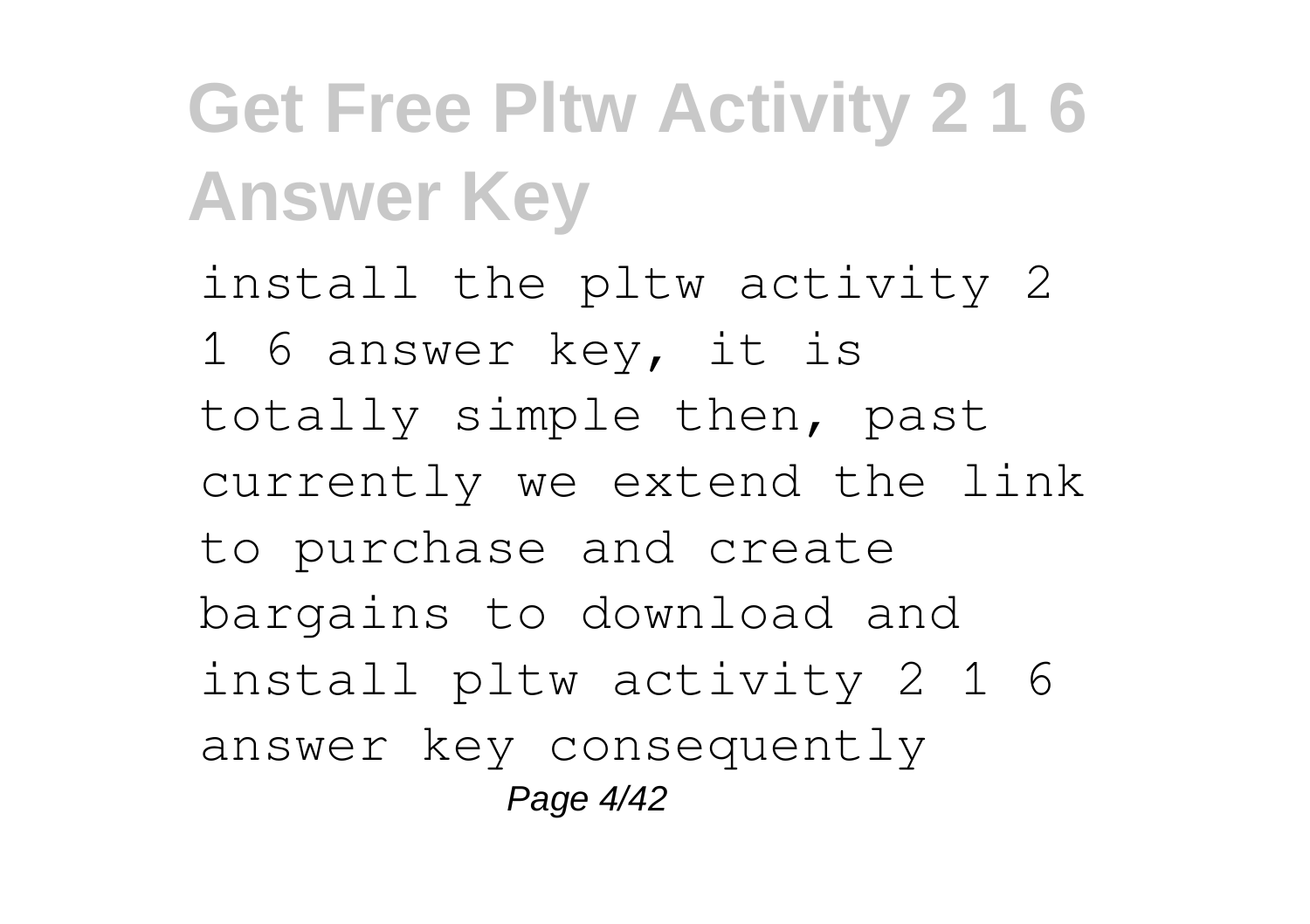install the pltw activity 2 1 6 answer key, it is totally simple then, past currently we extend the link to purchase and create bargains to download and install pltw activity 2 1 6 answer key consequently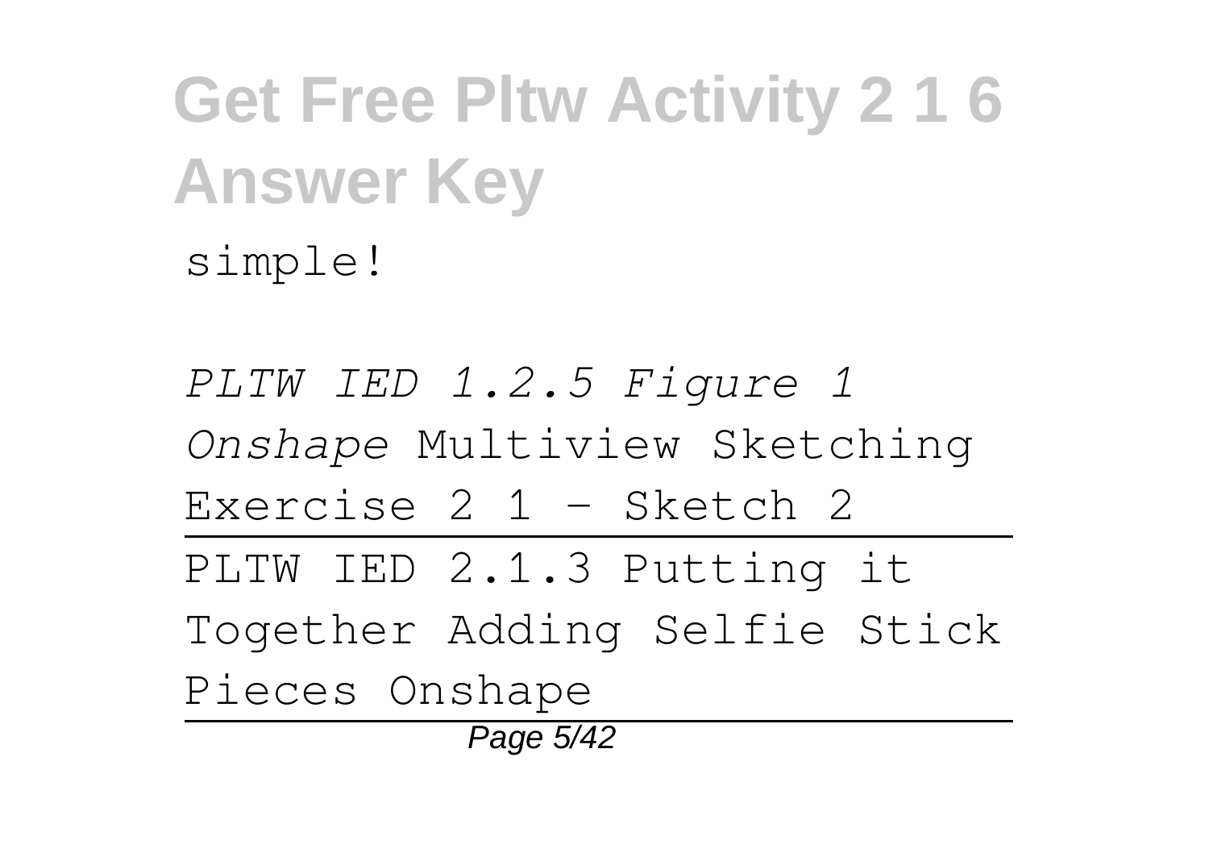simple!

*PLTW IED 1.2.5 Figure 1 Onshape* Multiview Sketching Exercise 2 1 - Sketch 2

---

PLTW IED 2.1.3 Putting it Together Adding Selfie Stick Pieces Onshape

---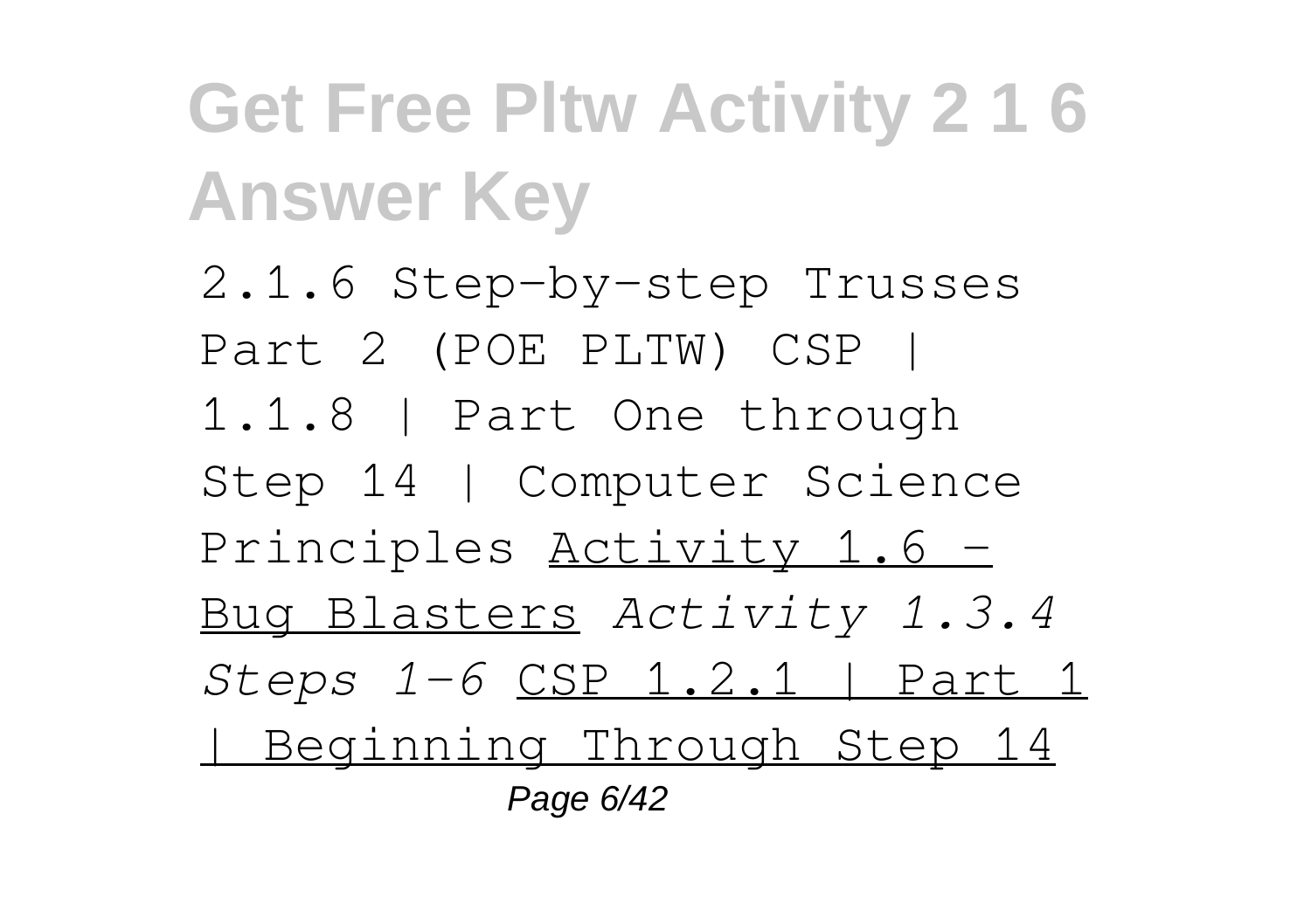2.1.6 Step-by-step Trusses Part 2 (POE PLTW) CSP | 1.1.8 | Part One through Step 14 | Computer Science Principles Activity 1.6 - Bug Blasters *Activity 1.3.4 Steps 1-6* CSP 1.2.1 | Part 1 | Beginning Through Step 14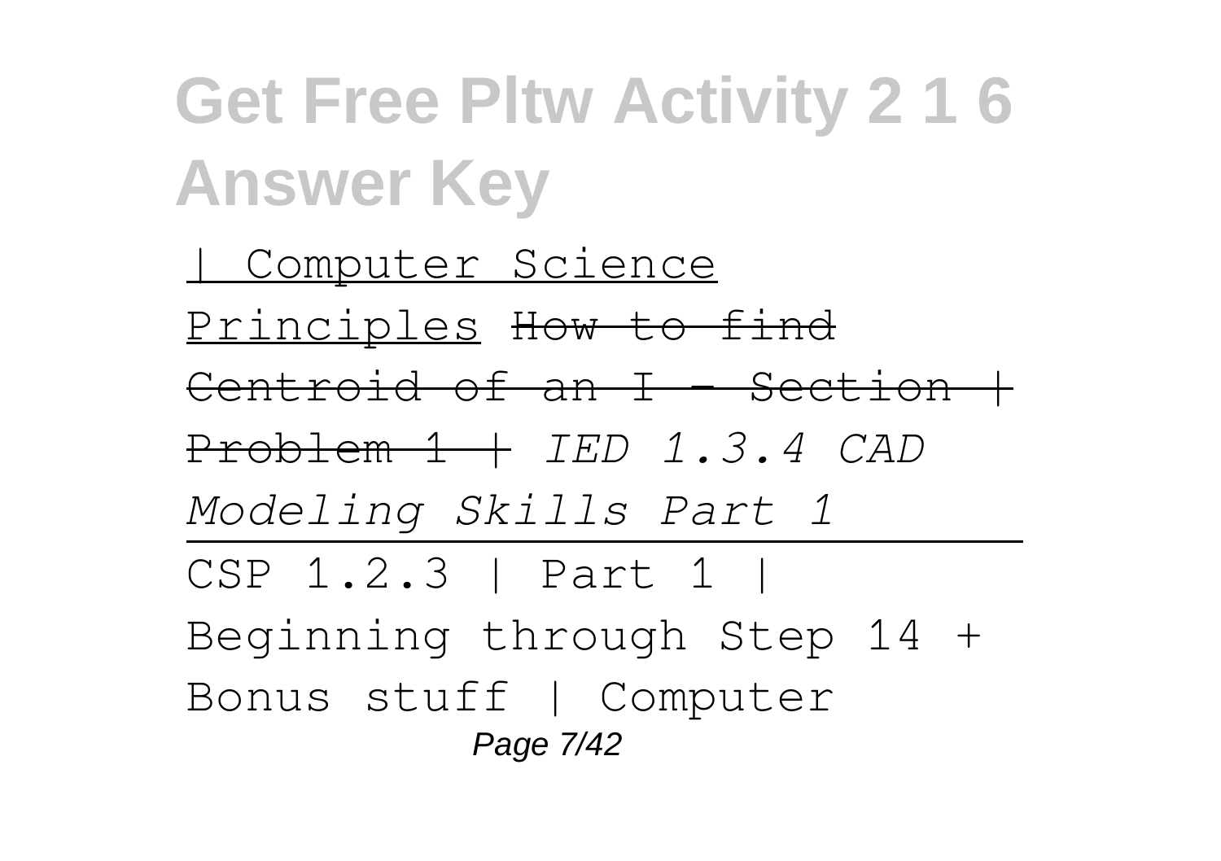| Computer Science Principles ~~How to find Centroid of an I - Section | Problem 1 |~~ *IED 1.3.4 CAD Modeling Skills Part 1*

---

CSP 1.2.3 | Part 1 | Beginning through Step 14 + Bonus stuff | Computer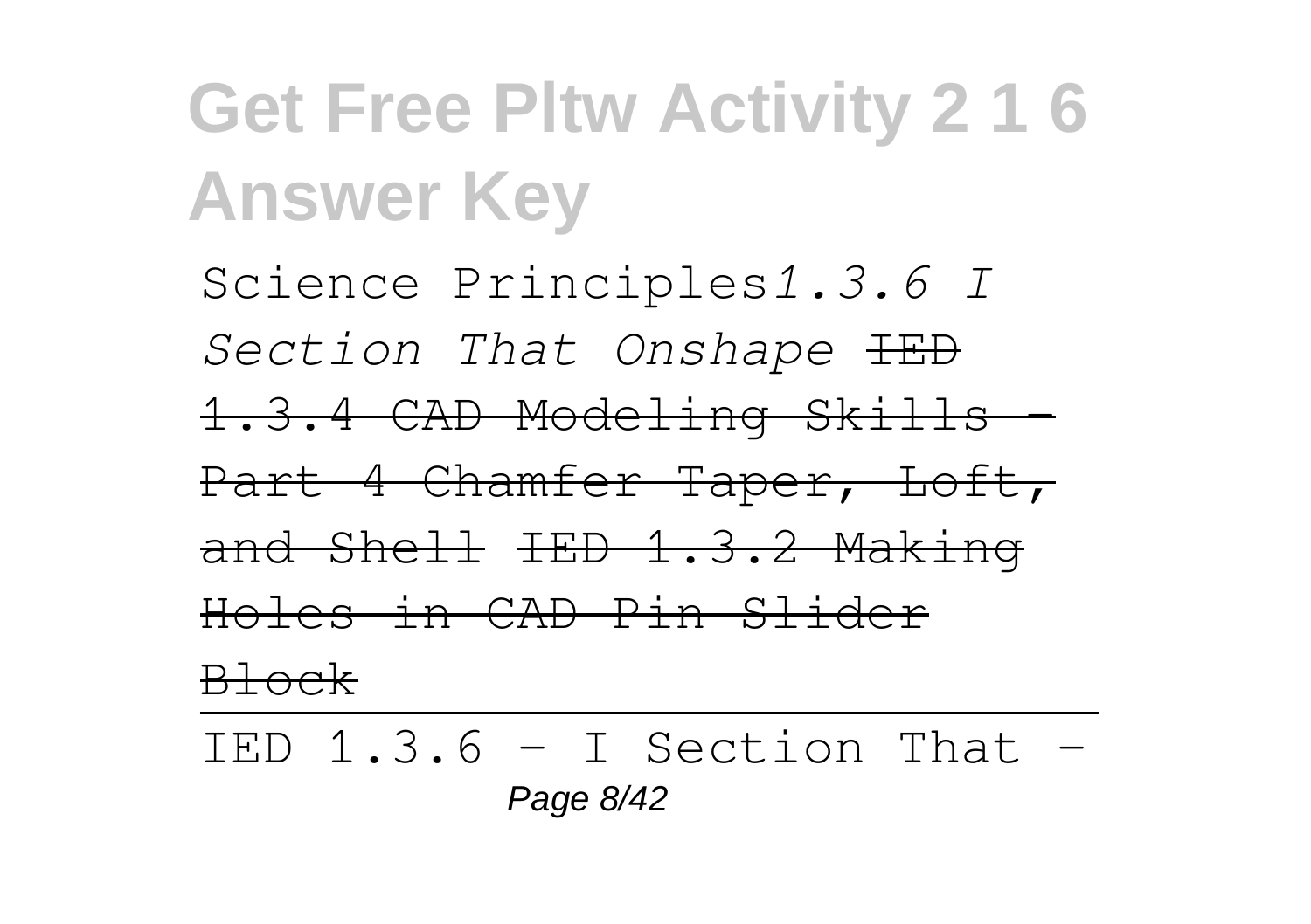Science Principles*1.3.6 I Section That Onshape* ~~IED 1.3.4 CAD Modeling Skills - Part 4 Chamfer Taper, Loft, and Shell~~ ~~IED 1.3.2 Making Holes in CAD Pin Slider Block~~

IED 1.3.6 - I Section That -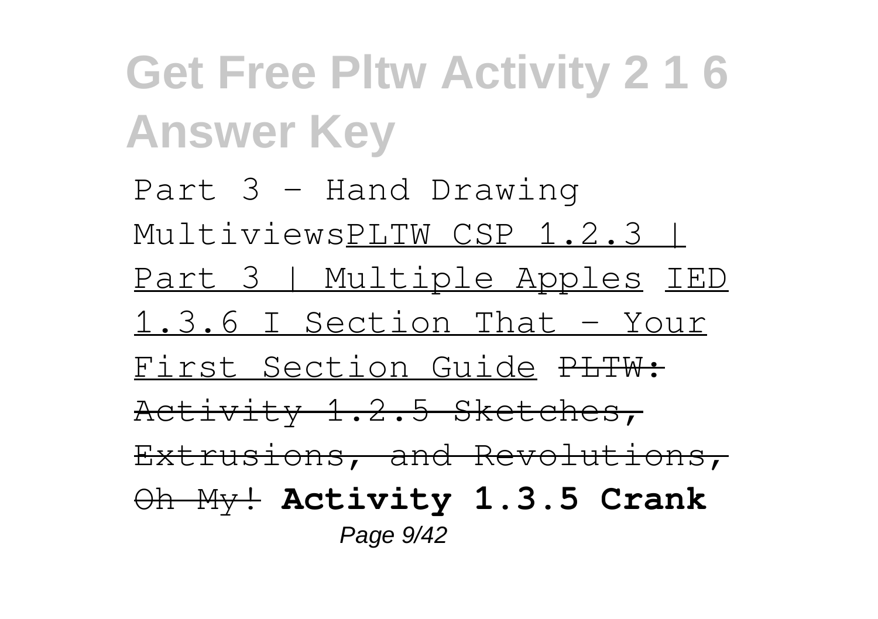Part 3 - Hand Drawing MultiviewsPLTW CSP 1.2.3 | Part 3 | Multiple Apples IED 1.3.6 I Section That - Your First Section Guide ~~PLTW: Activity 1.2.5 Sketches, Extrusions, and Revolutions, Oh My!~~ **Activity 1.3.5 Crank**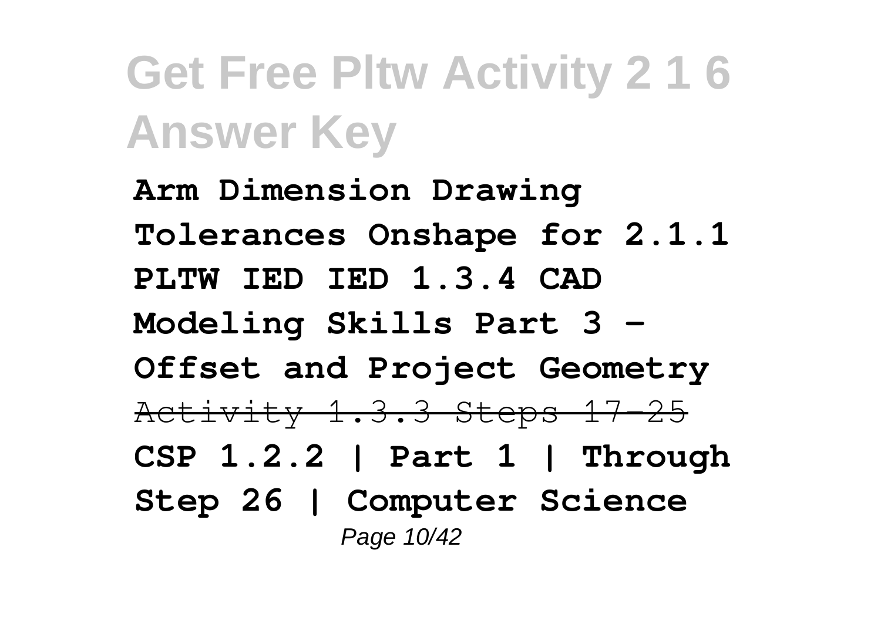**Arm Dimension Drawing Tolerances Onshape for 2.1.1 PLTW IED IED 1.3.4 CAD Modeling Skills Part 3 - Offset and Project Geometry**

~~Activity 1.3.3 Steps 17-25~~

**CSP 1.2.2 | Part 1 | Through Step 26 | Computer Science**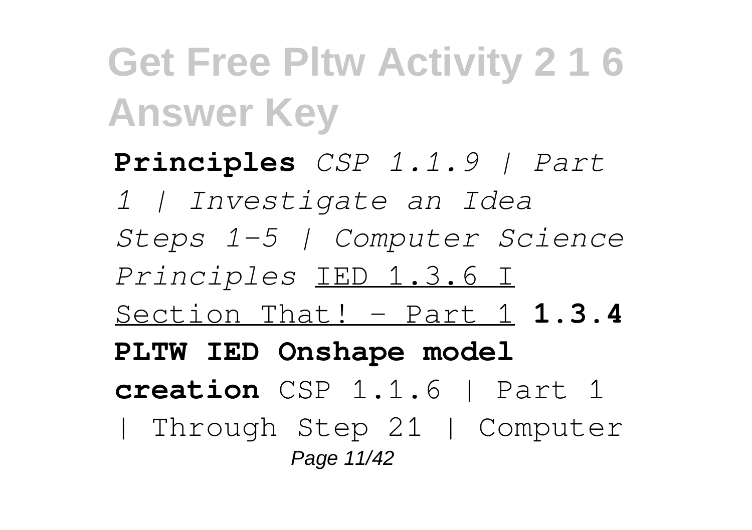**Principles** *CSP 1.1.9 | Part 1 | Investigate an Idea Steps 1-5 | Computer Science Principles* IED 1.3.6 I Section That! - Part 1 **1.3.4 PLTW IED Onshape model creation** CSP 1.1.6 | Part 1 | Through Step 21 | Computer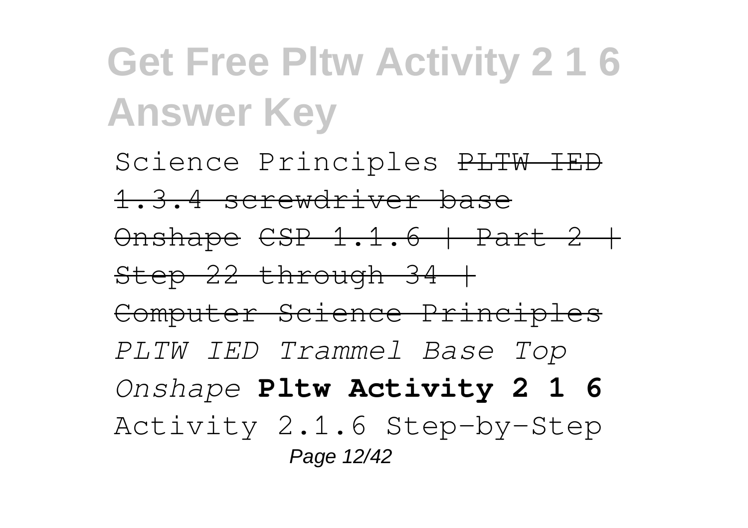Science Principles ~~PLTW IED 1.3.4 screwdriver base Onshape~~ ~~CSP 1.1.6 | Part 2 | Step 22 through 34 | Computer Science Principles~~ *PLTW IED Trammel Base Top Onshape* **Pltw Activity 2 1 6** Activity 2.1.6 Step-by-Step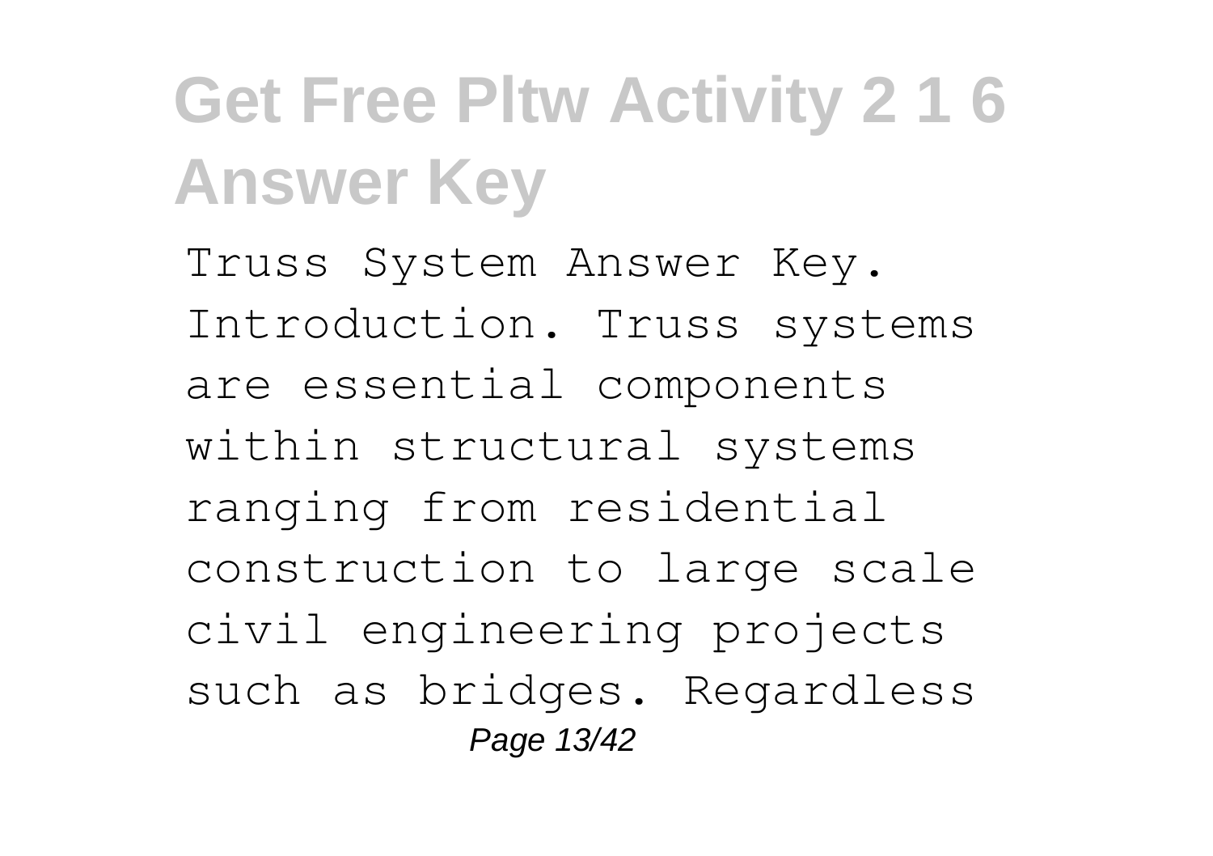# Get Free Pltw Activity 2 1 6 Answer Key

Truss System Answer Key. Introduction. Truss systems are essential components within structural systems ranging from residential construction to large scale civil engineering projects such as bridges. Regardless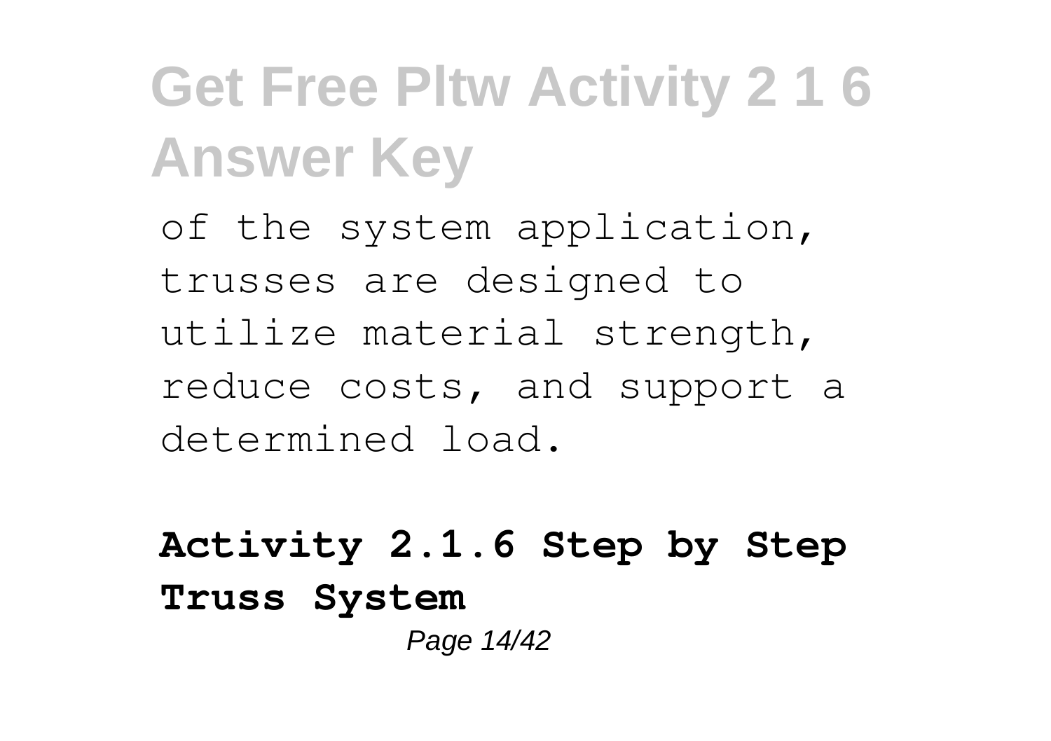of the system application, trusses are designed to utilize material strength, reduce costs, and support a determined load.

**Activity 2.1.6 Step by Step Truss System**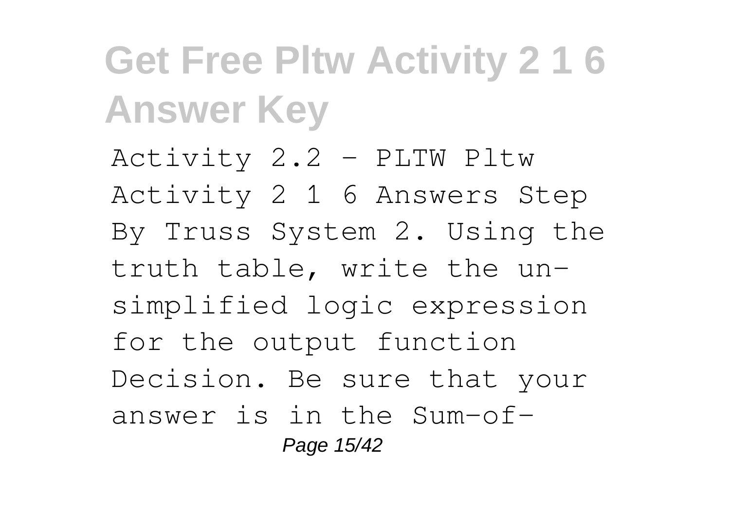# Get Free Pltw Activity 2 1 6 Answer Key

Activity 2.2 - PLTW Pltw Activity 2 1 6 Answers Step By Truss System 2. Using the truth table, write the un-simplified logic expression for the output function Decision. Be sure that your answer is in the Sum-of-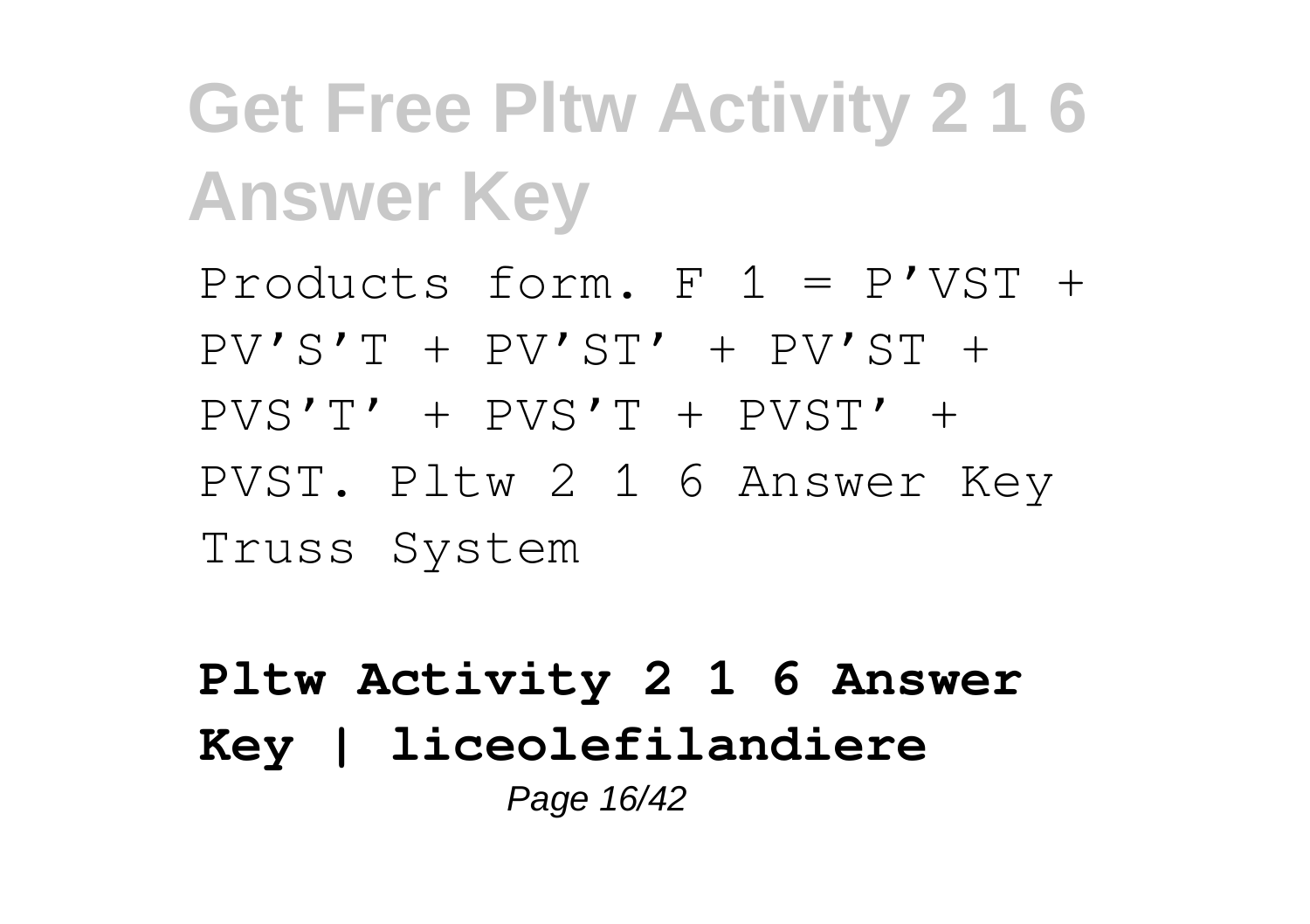Products form. F 1 = P'VST + PV'S'T + PV'ST' + PV'ST + PVS'T' + PVS'T + PVST' + PVST. Pltw 2 1 6 Answer Key Truss System

**Pltw Activity 2 1 6 Answer Key | liceolefilandiere**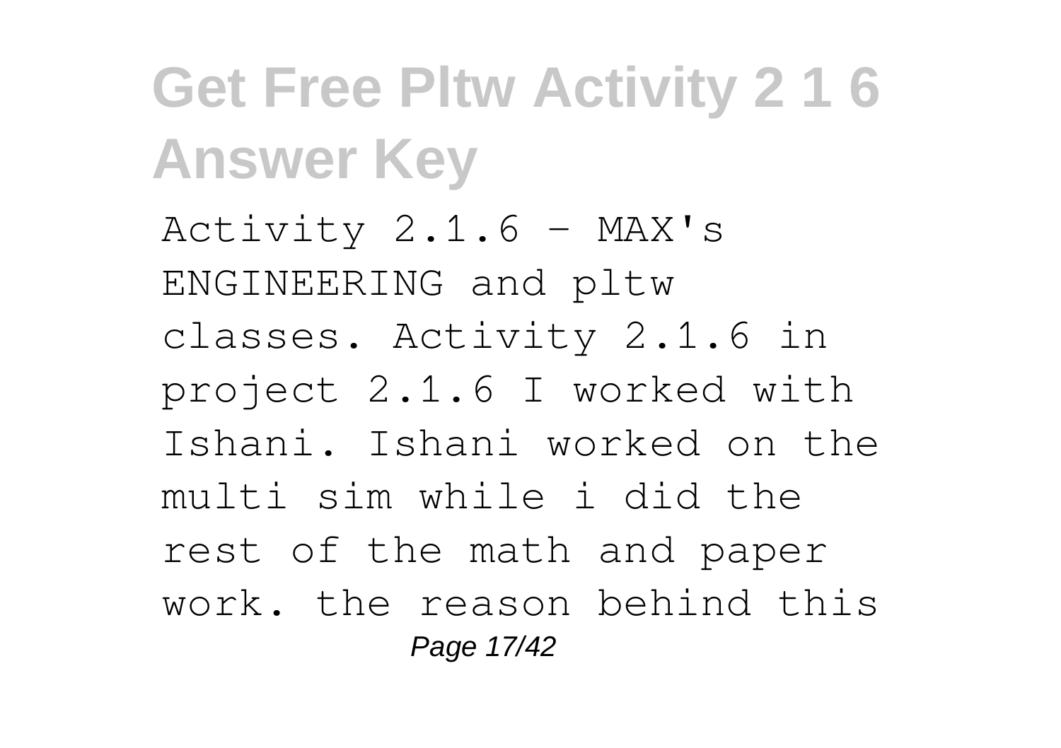Activity 2.1.6 - MAX's ENGINEERING and pltw classes. Activity 2.1.6 in project 2.1.6 I worked with Ishani. Ishani worked on the multi sim while i did the rest of the math and paper work. the reason behind this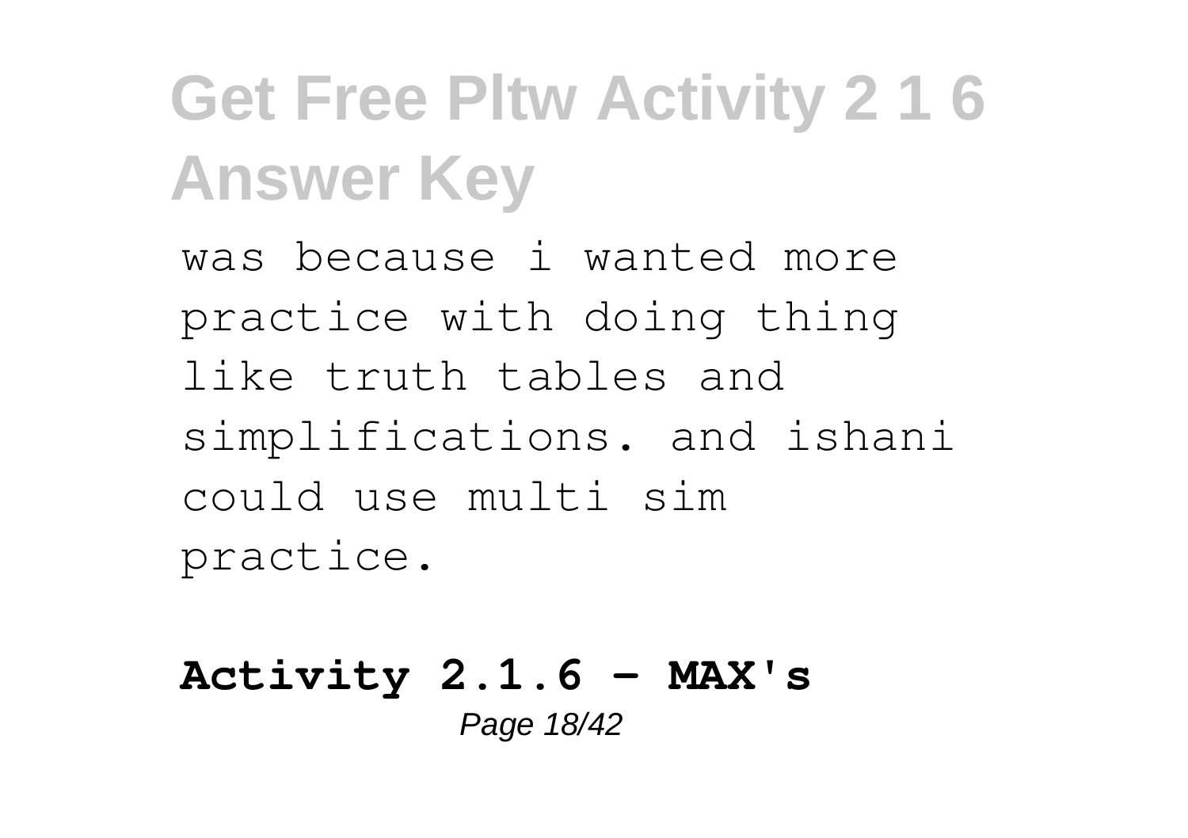was because i wanted more practice with doing thing like truth tables and simplifications. and ishani could use multi sim practice.

**Activity 2.1.6 - MAX's**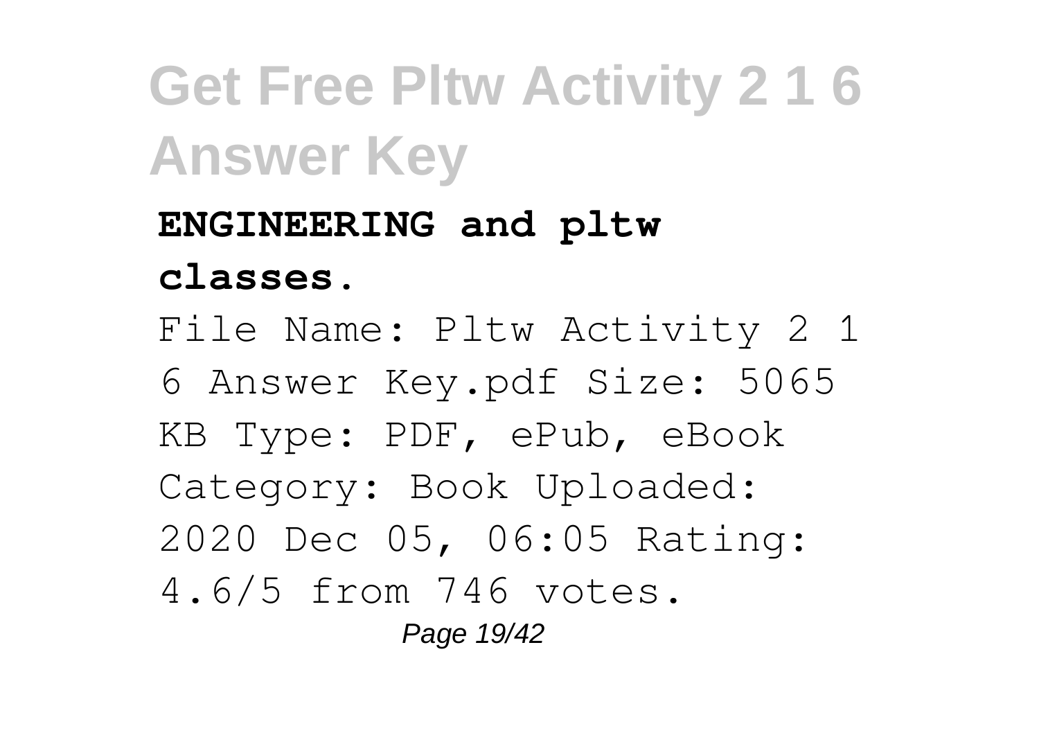**ENGINEERING and pltw classes.**

File Name: Pltw Activity 2 1 6 Answer Key.pdf Size: 5065 KB Type: PDF, ePub, eBook Category: Book Uploaded: 2020 Dec 05, 06:05 Rating: 4.6/5 from 746 votes.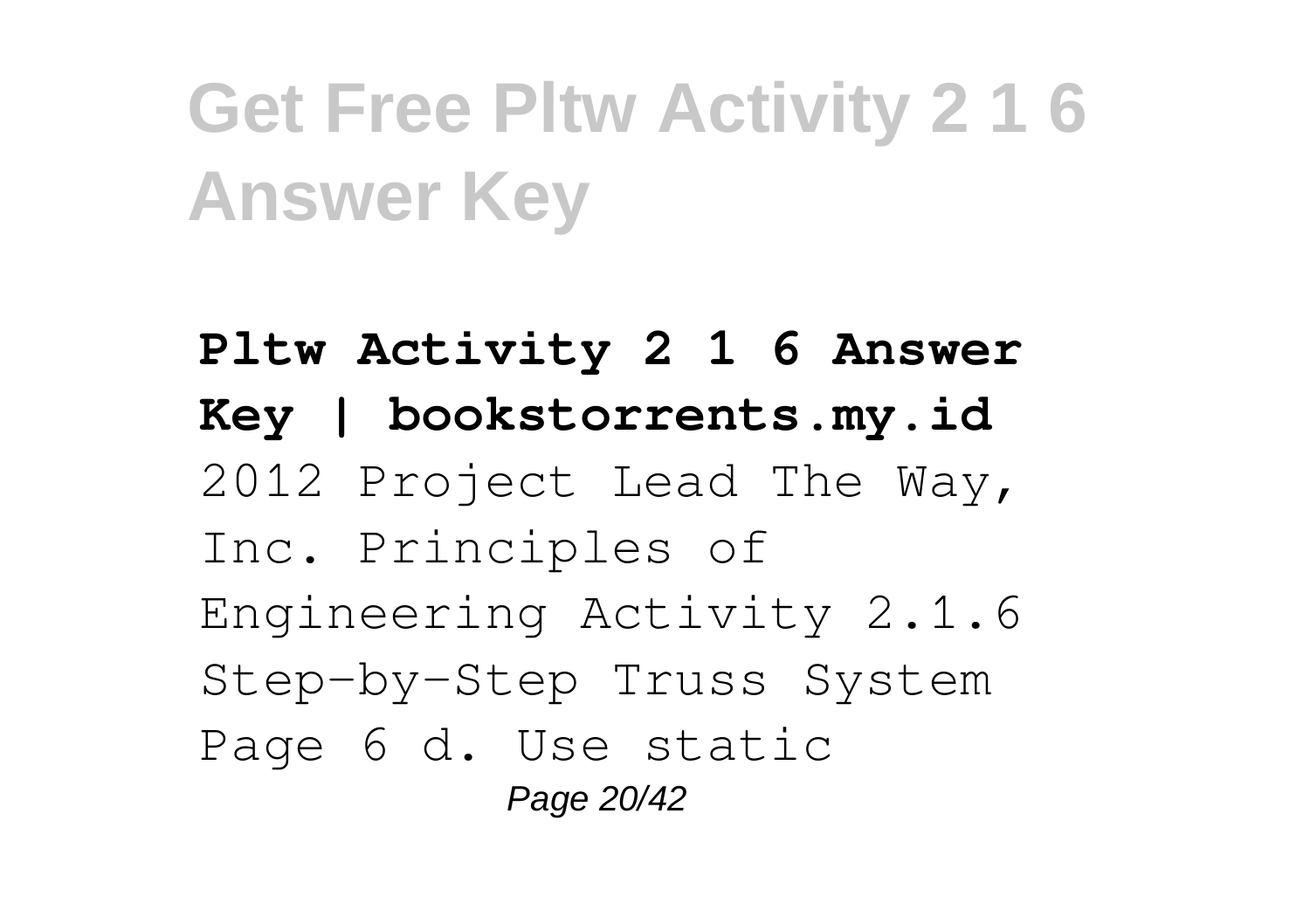**Pltw Activity 2 1 6 Answer Key | bookstorrents.my.id**

2012 Project Lead The Way, Inc. Principles of Engineering Activity 2.1.6 Step-by-Step Truss System Page 6 d. Use static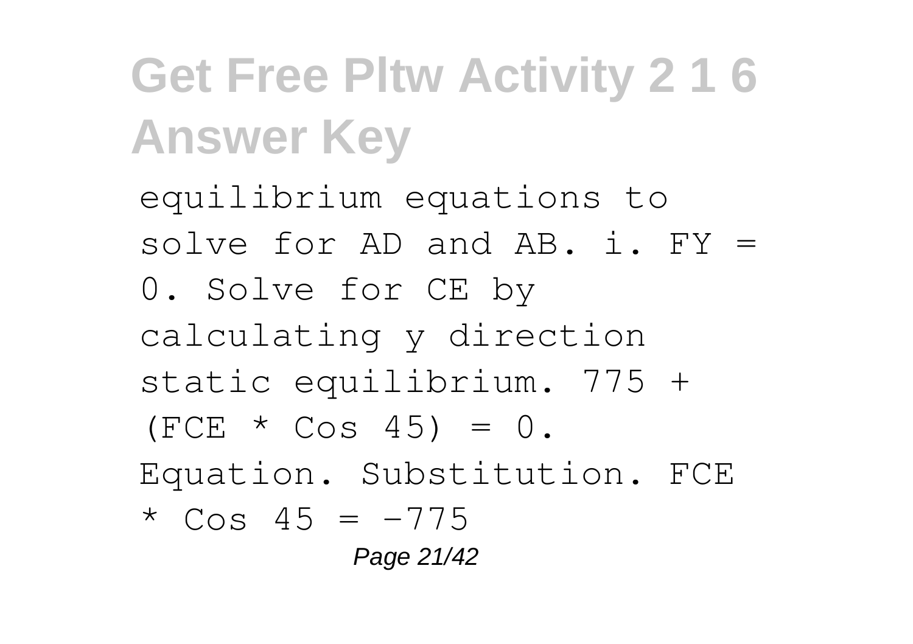equilibrium equations to solve for AD and AB. i. FY = 0. Solve for CE by calculating y direction static equilibrium. 775 + (FCE * Cos 45) = 0. Equation. Substitution. FCE * Cos 45 = -775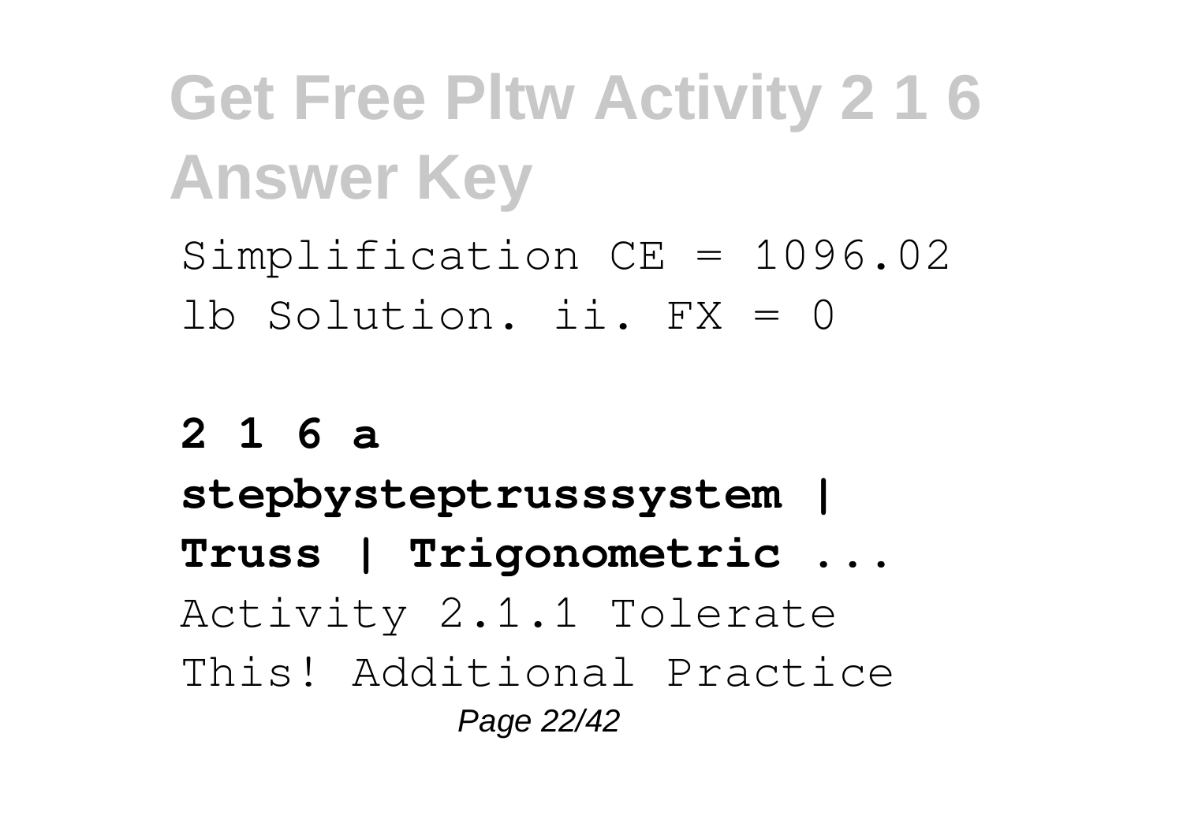Simplification CE = 1096.02 lb Solution. ii. FX = 0

**2 1 6 a stepbysteptrusssystem | Truss | Trigonometric ...**

Activity 2.1.1 Tolerate This! Additional Practice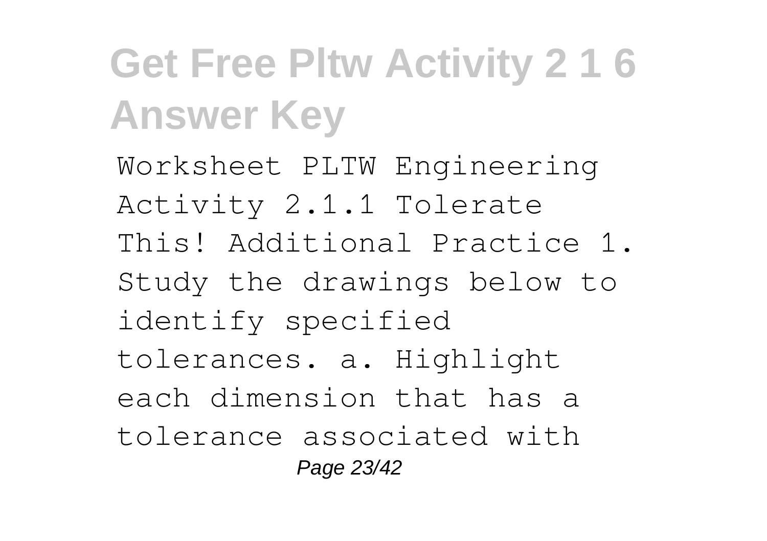# Get Free Pltw Activity 2 1 6 Answer Key

Worksheet PLTW Engineering Activity 2.1.1 Tolerate This! Additional Practice 1. Study the drawings below to identify specified tolerances. a. Highlight each dimension that has a tolerance associated with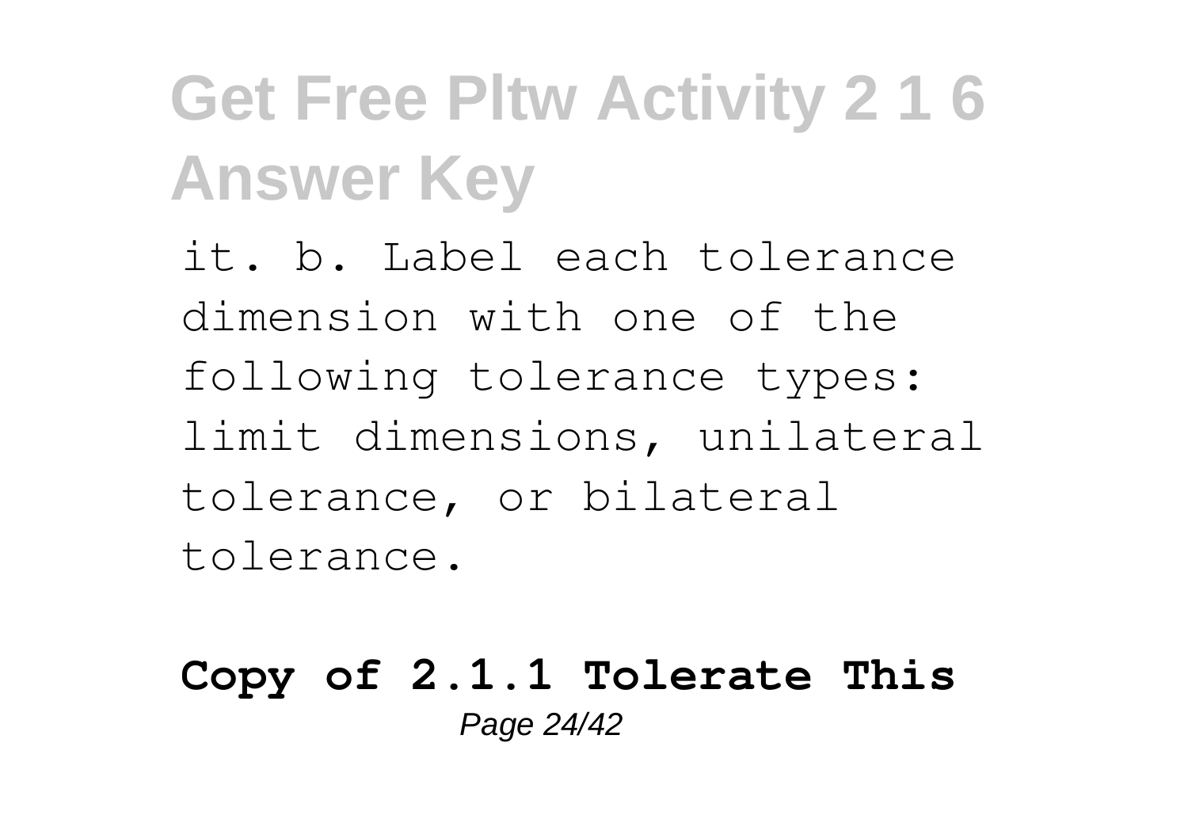it. b. Label each tolerance dimension with one of the following tolerance types: limit dimensions, unilateral tolerance, or bilateral tolerance.

**Copy of 2.1.1 Tolerate This**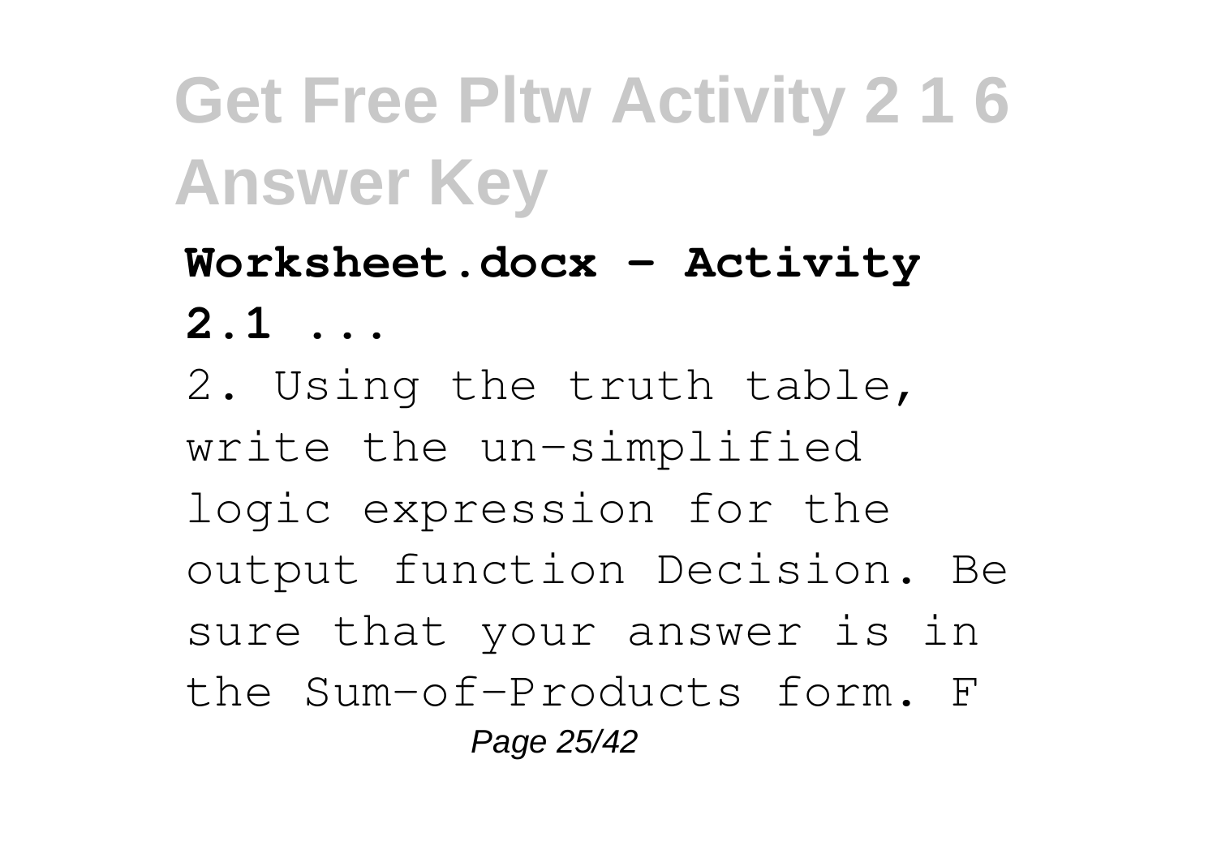**Worksheet.docx - Activity 2.1 ...**

2. Using the truth table, write the un-simplified logic expression for the output function Decision. Be sure that your answer is in the Sum-of-Products form. F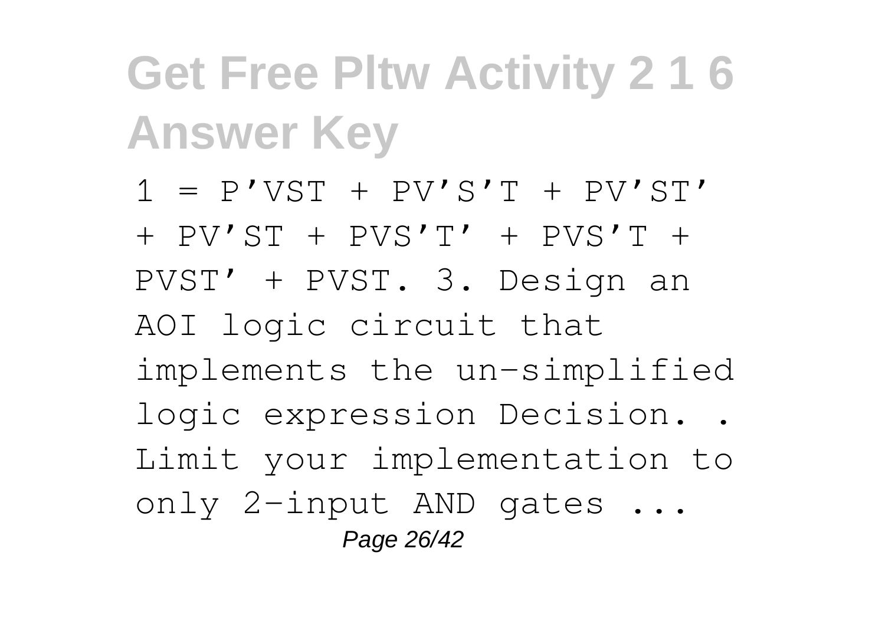# Get Free Pltw Activity 2 1 6 Answer Key

1 = P’VST + PV’S’T + PV’ST’ + PV’ST + PVS’T’ + PVS’T + PVST’ + PVST. 3. Design an AOI logic circuit that implements the un-simplified logic expression Decision. . Limit your implementation to only 2-input AND gates ...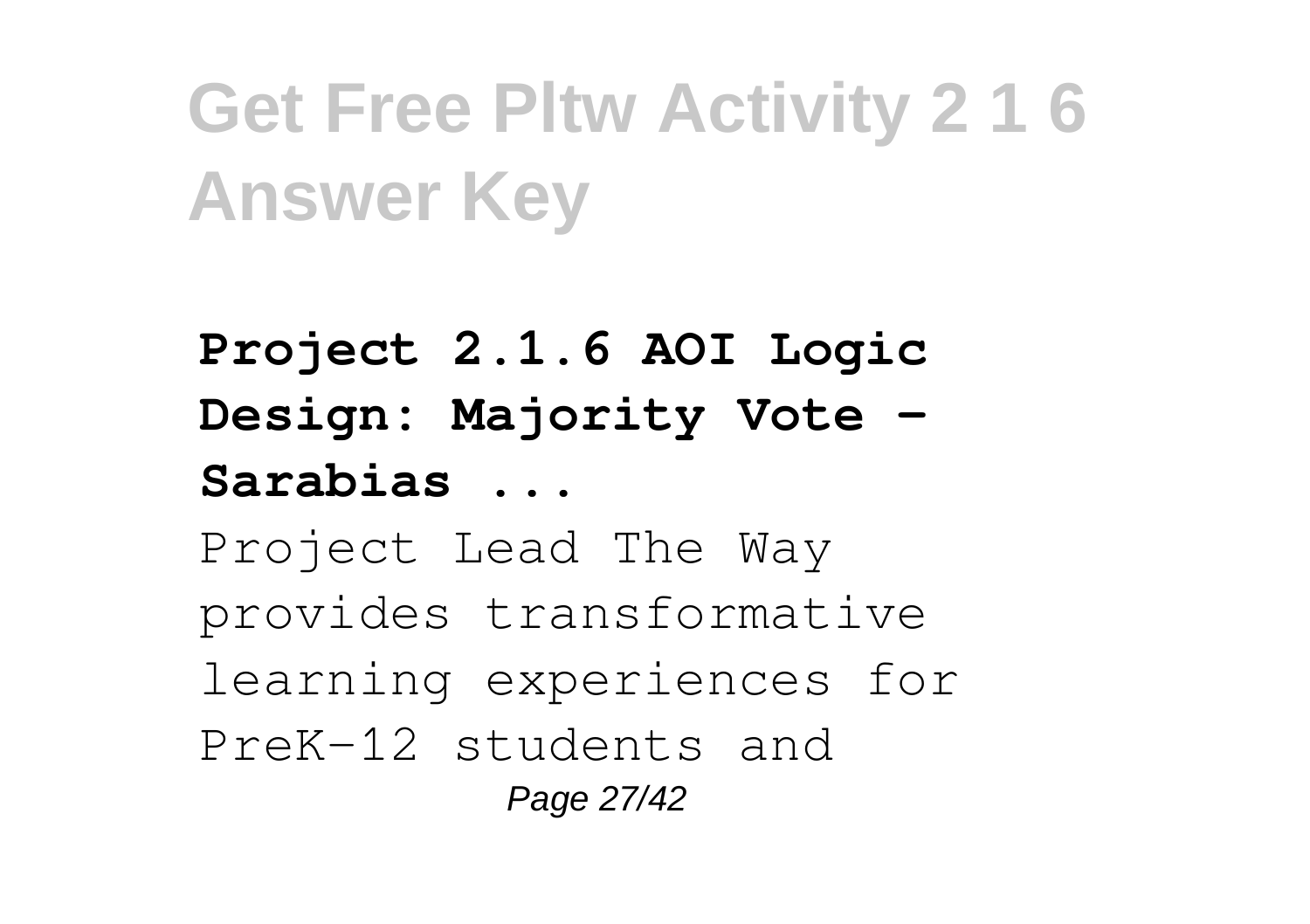**Project 2.1.6 AOI Logic Design: Majority Vote - Sarabias ...**

Project Lead The Way provides transformative learning experiences for PreK-12 students and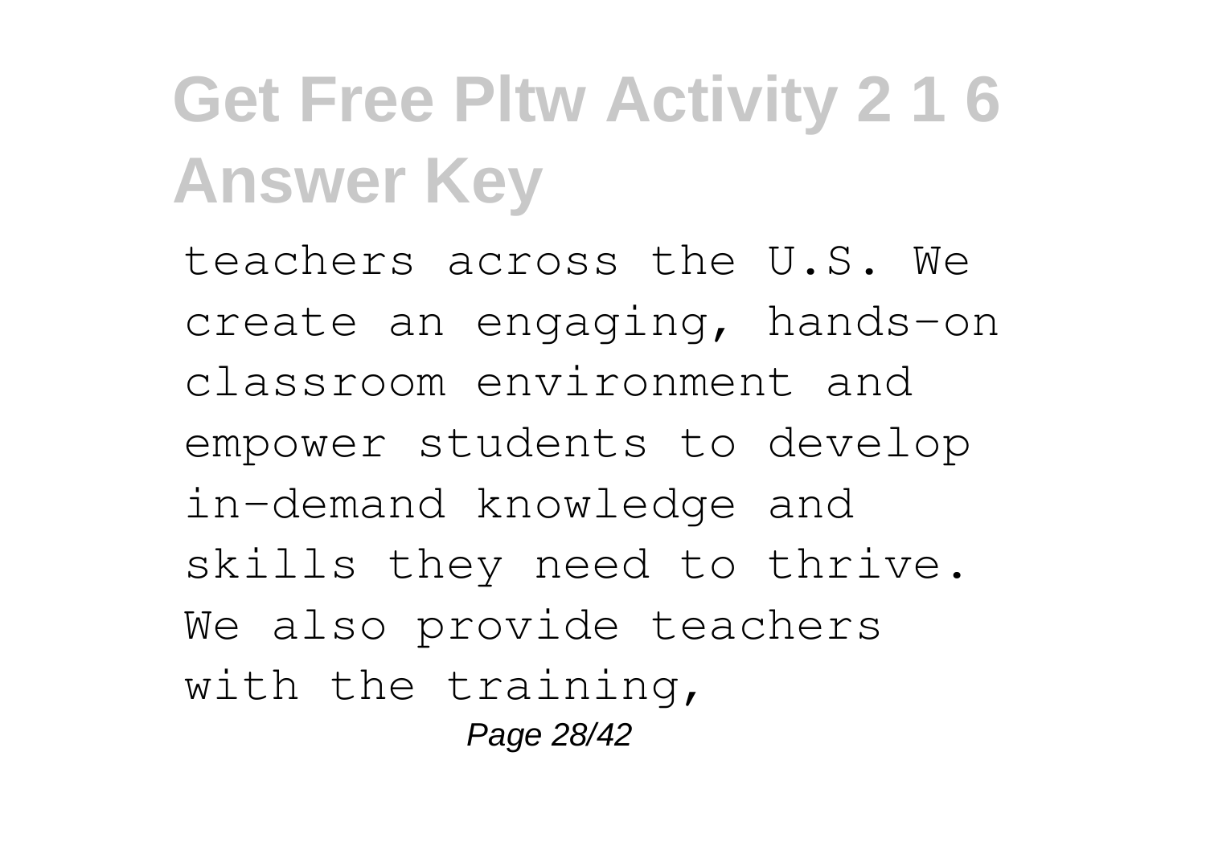teachers across the U.S. We create an engaging, hands-on classroom environment and empower students to develop in-demand knowledge and skills they need to thrive. We also provide teachers with the training,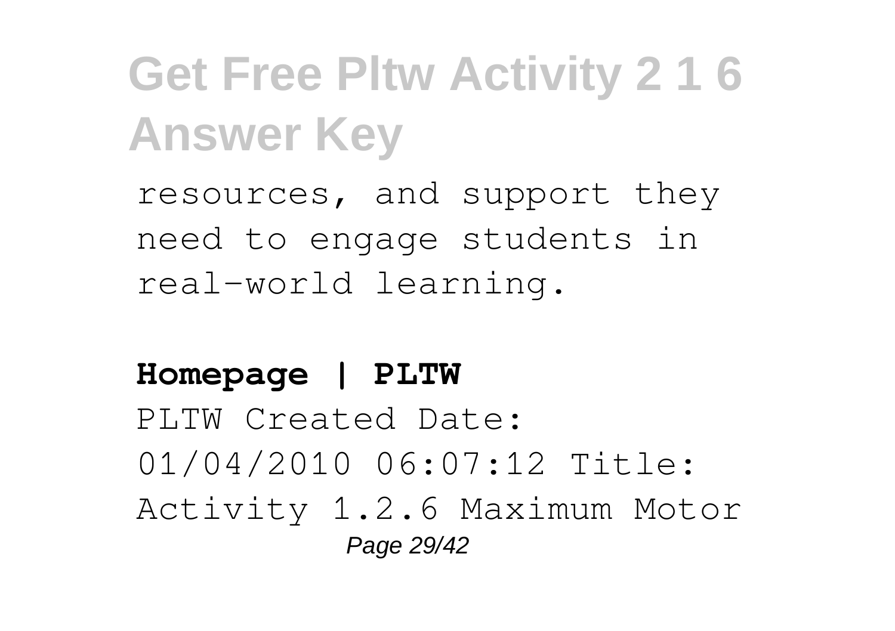resources, and support they need to engage students in real-world learning.

**Homepage | PLTW**

PLTW Created Date: 01/04/2010 06:07:12 Title: Activity 1.2.6 Maximum Motor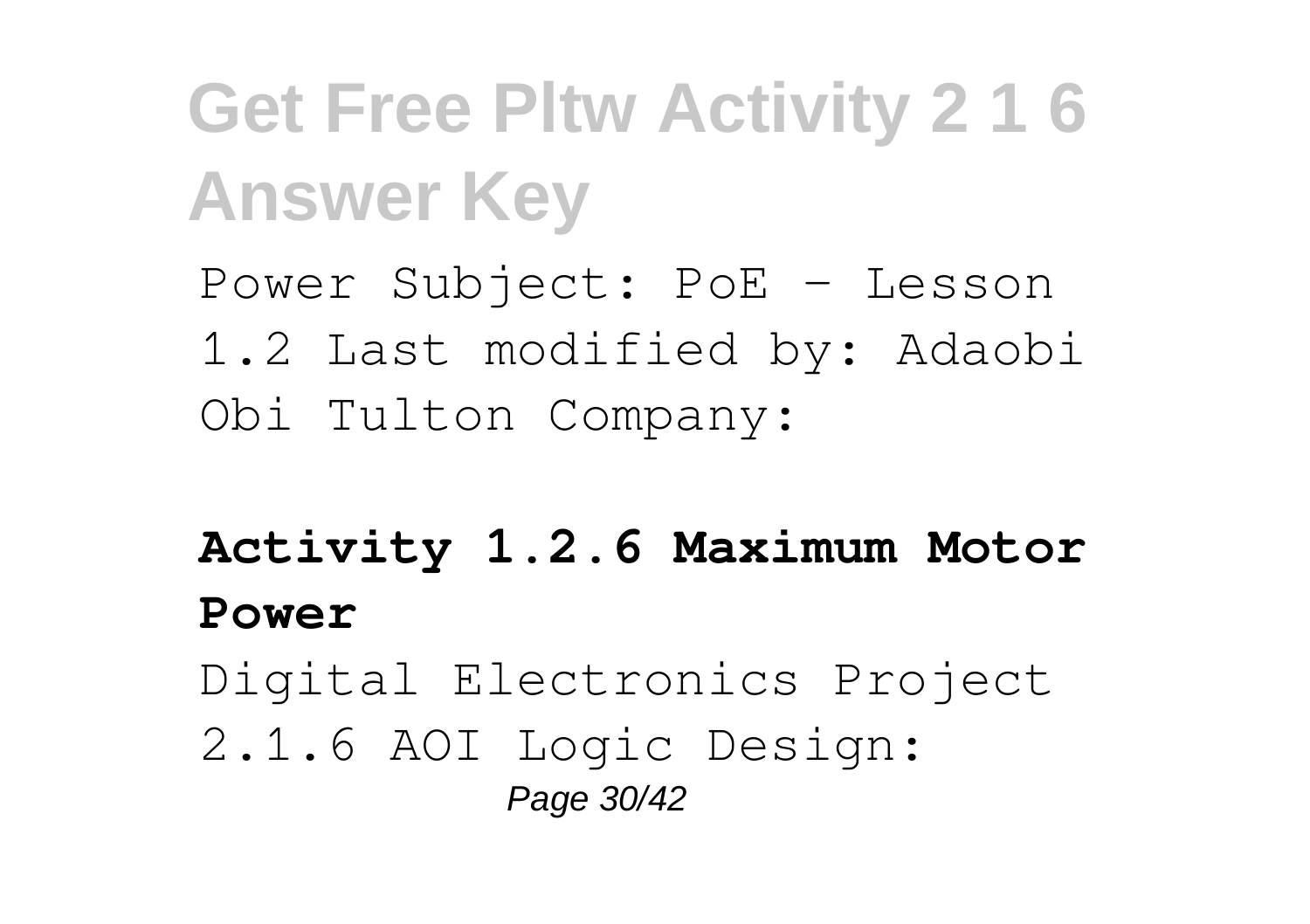Power Subject: PoE - Lesson 1.2 Last modified by: Adaobi Obi Tulton Company:

**Activity 1.2.6 Maximum Motor Power**

Digital Electronics Project 2.1.6 AOI Logic Design: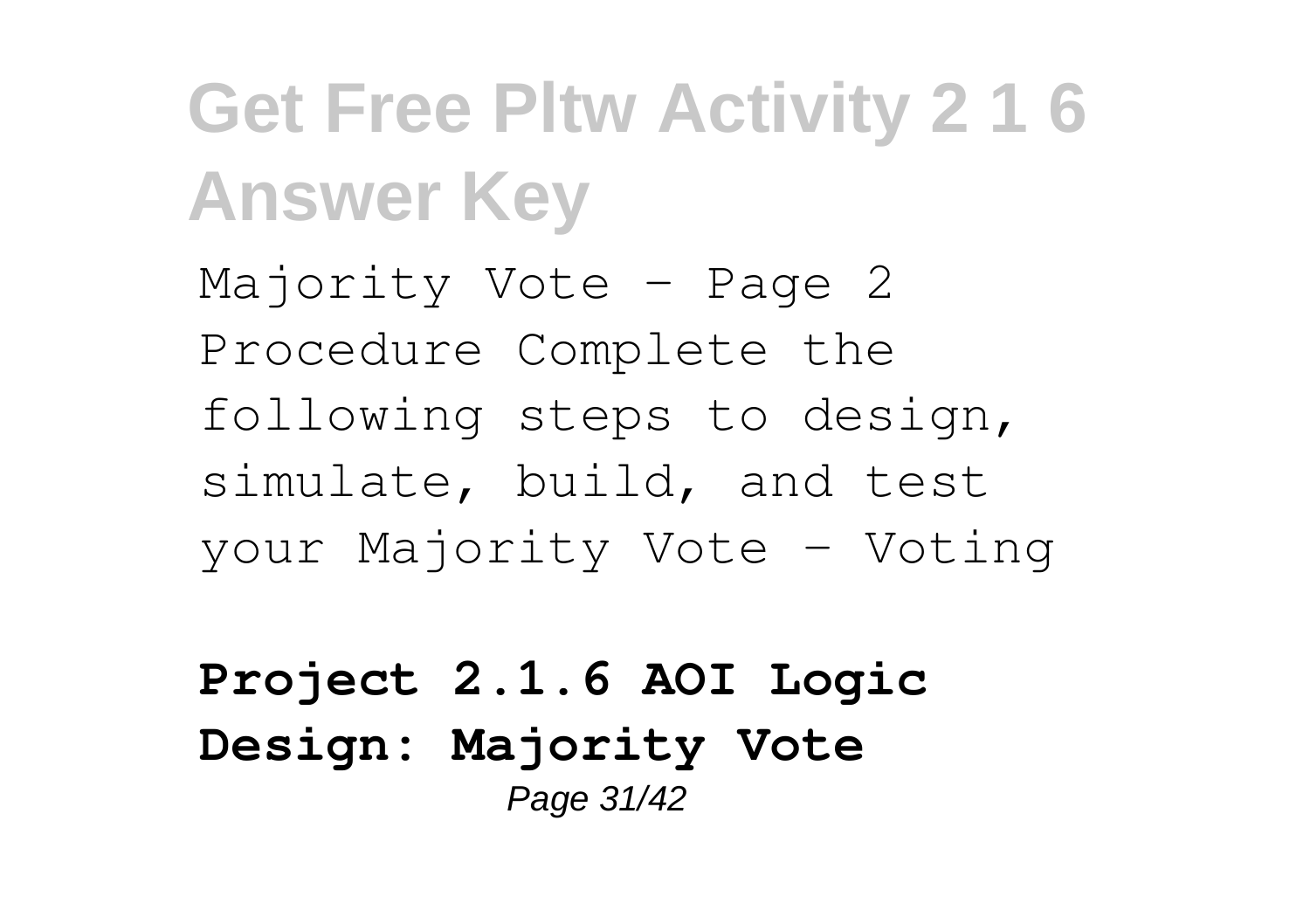Majority Vote - Page 2 Procedure Complete the following steps to design, simulate, build, and test your Majority Vote - Voting

**Project 2.1.6 AOI Logic Design: Majority Vote**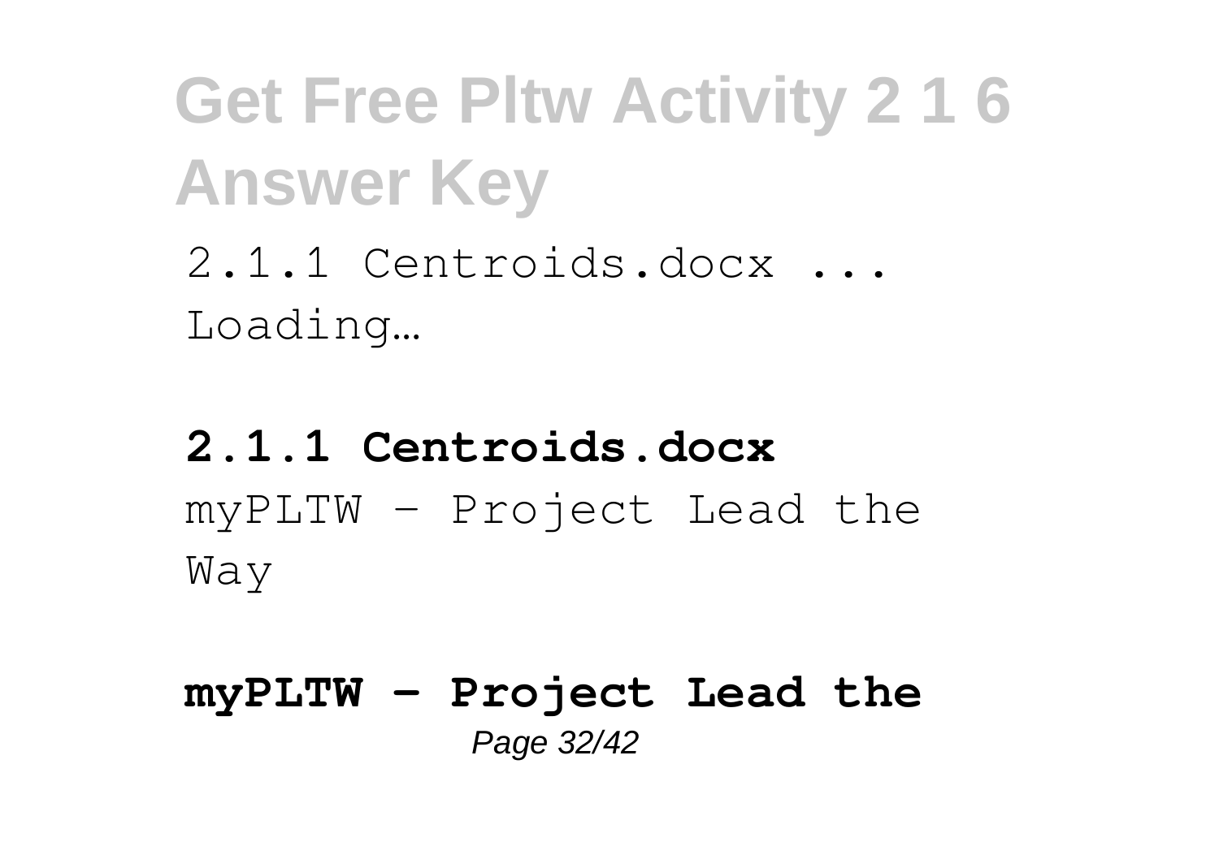2.1.1 Centroids.docx ... Loading…

**2.1.1 Centroids.docx**

myPLTW - Project Lead the Way

**myPLTW - Project Lead the**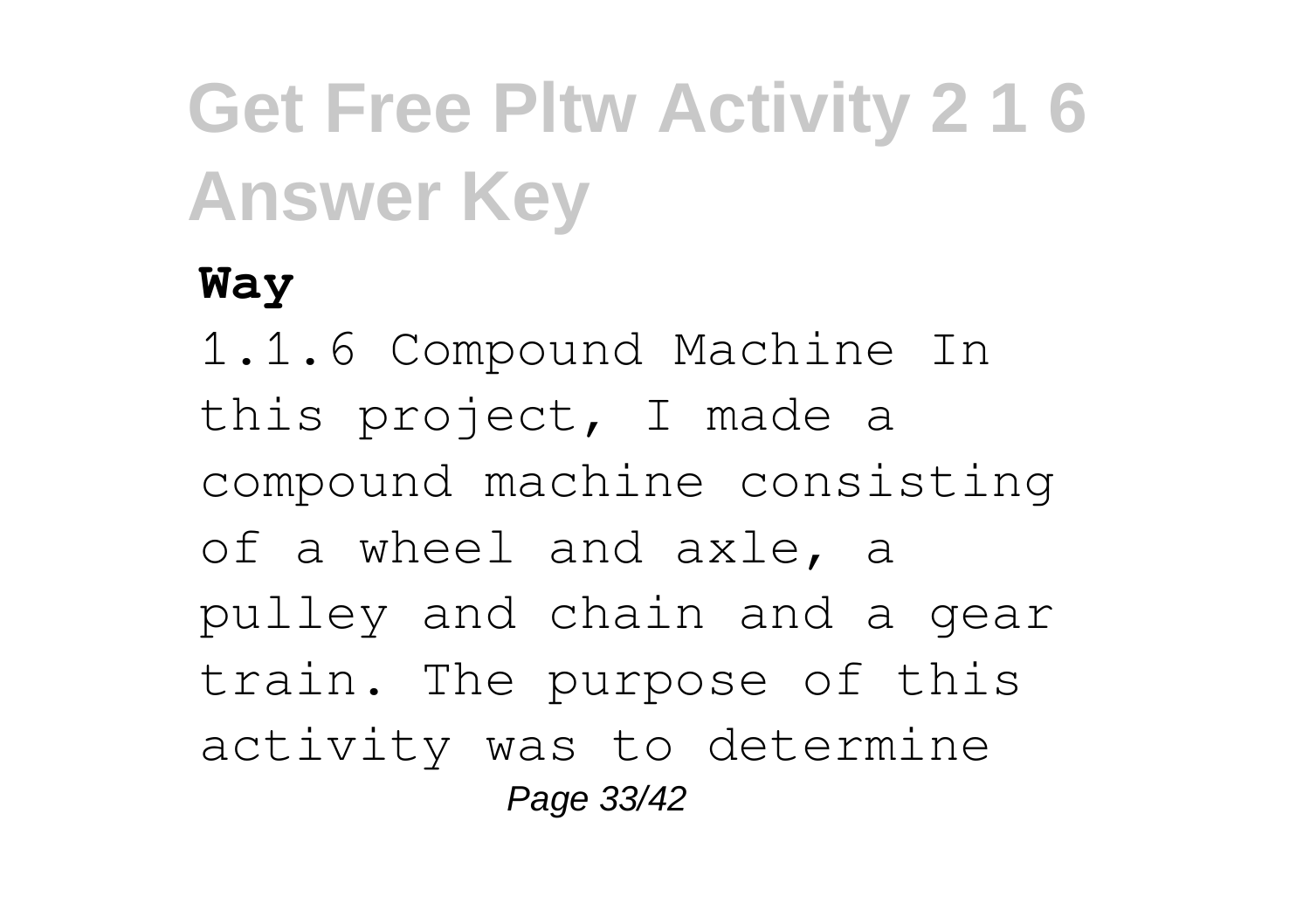**Way**

1.1.6 Compound Machine In this project, I made a compound machine consisting of a wheel and axle, a pulley and chain and a gear train. The purpose of this activity was to determine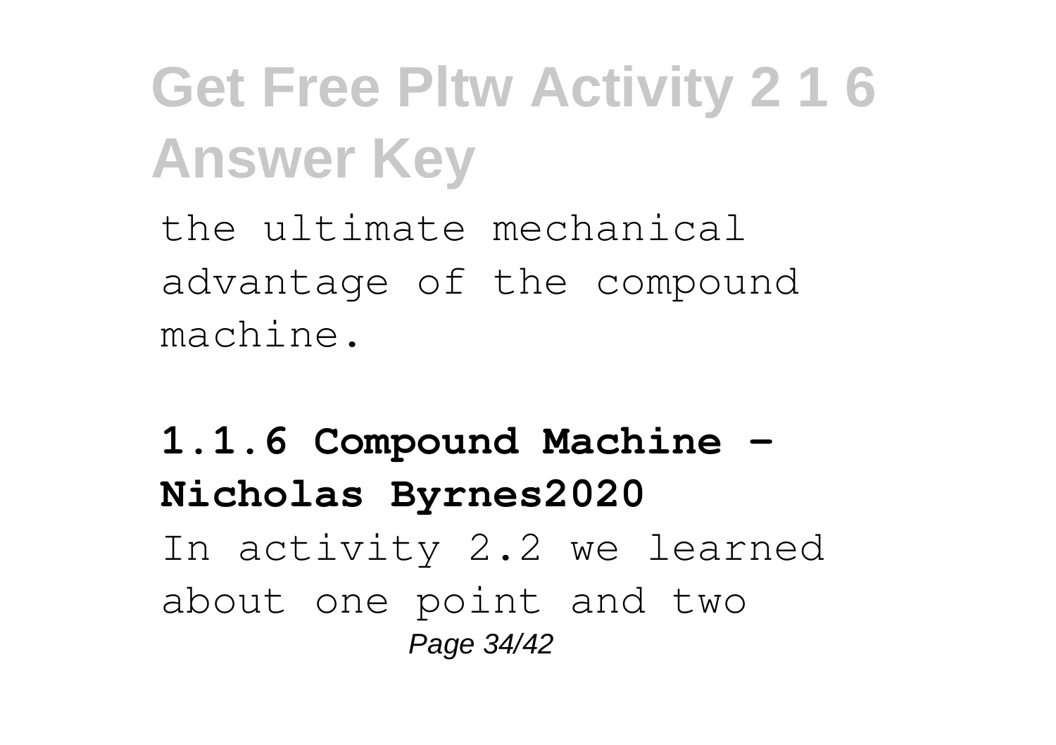the ultimate mechanical advantage of the compound machine.

**1.1.6 Compound Machine - Nicholas Byrnes2020**

In activity 2.2 we learned about one point and two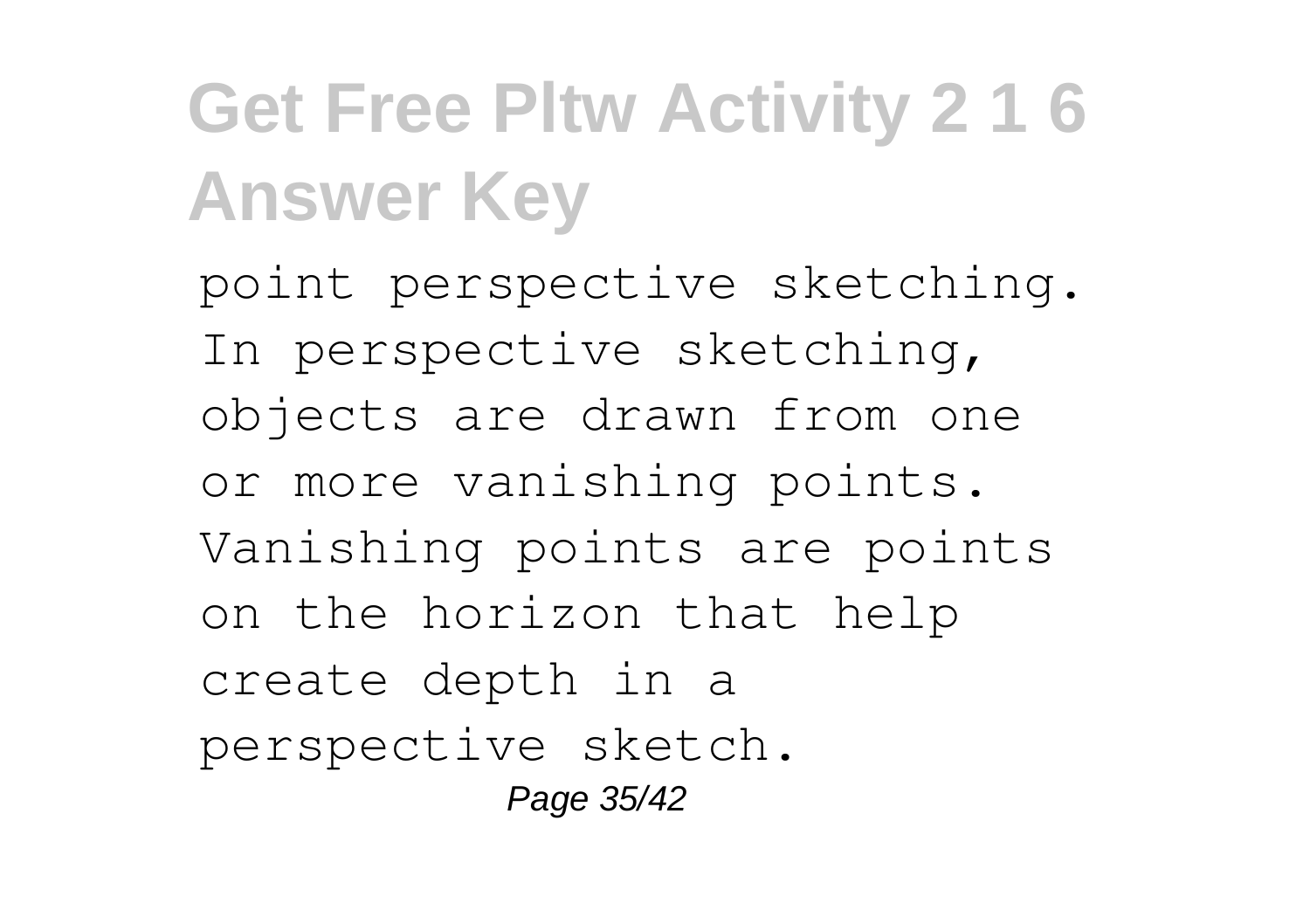point perspective sketching. In perspective sketching, objects are drawn from one or more vanishing points. Vanishing points are points on the horizon that help create depth in a perspective sketch.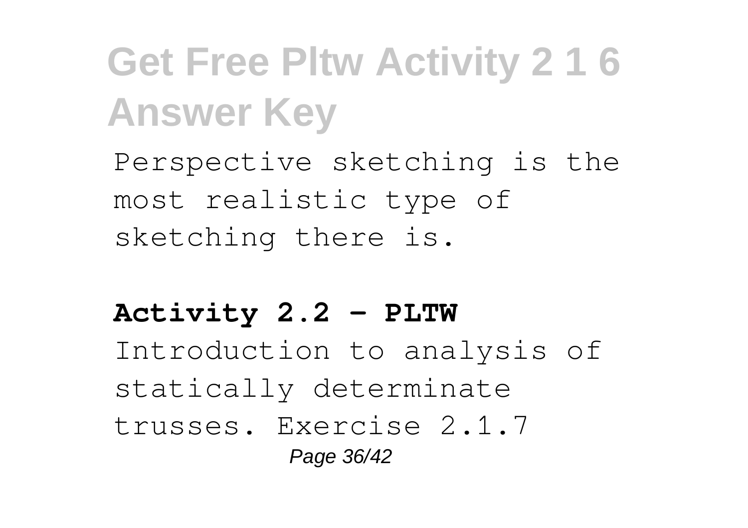Perspective sketching is the most realistic type of sketching there is.

**Activity 2.2 - PLTW**

Introduction to analysis of statically determinate trusses. Exercise 2.1.7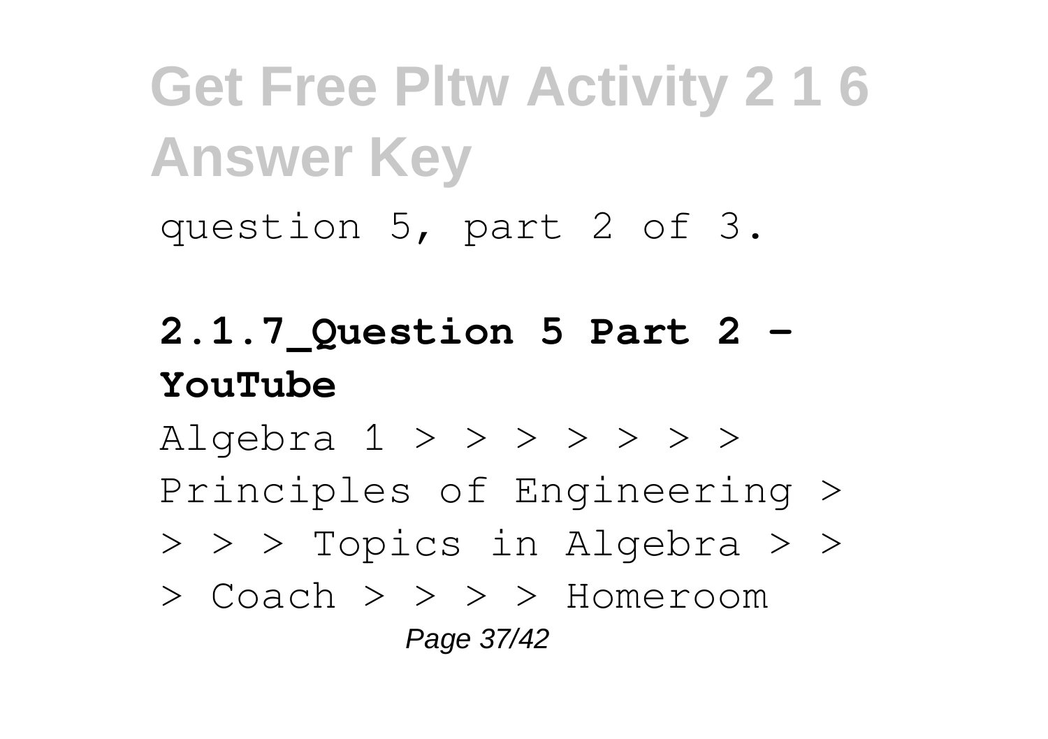question 5, part 2 of 3.

**2.1.7_Question 5 Part 2 - YouTube**

Algebra 1 > > > > > > > Principles of Engineering > > > > Topics in Algebra > > > Coach > > > > Homeroom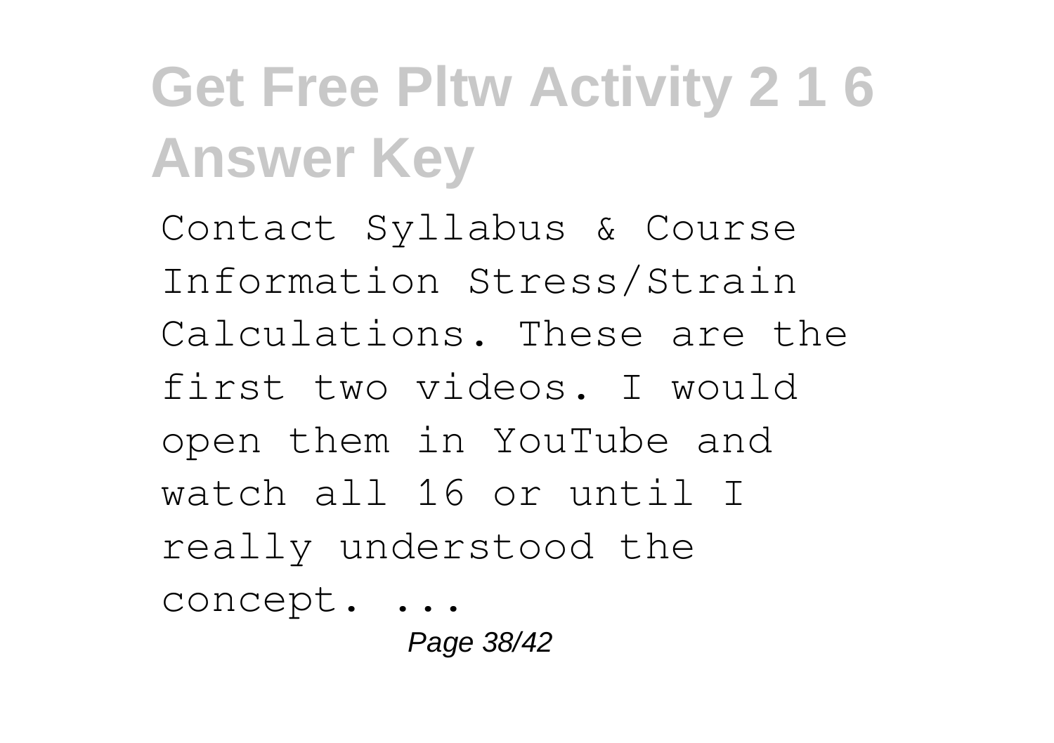Contact Syllabus & Course Information Stress/Strain Calculations. These are the first two videos. I would open them in YouTube and watch all 16 or until I really understood the concept. ...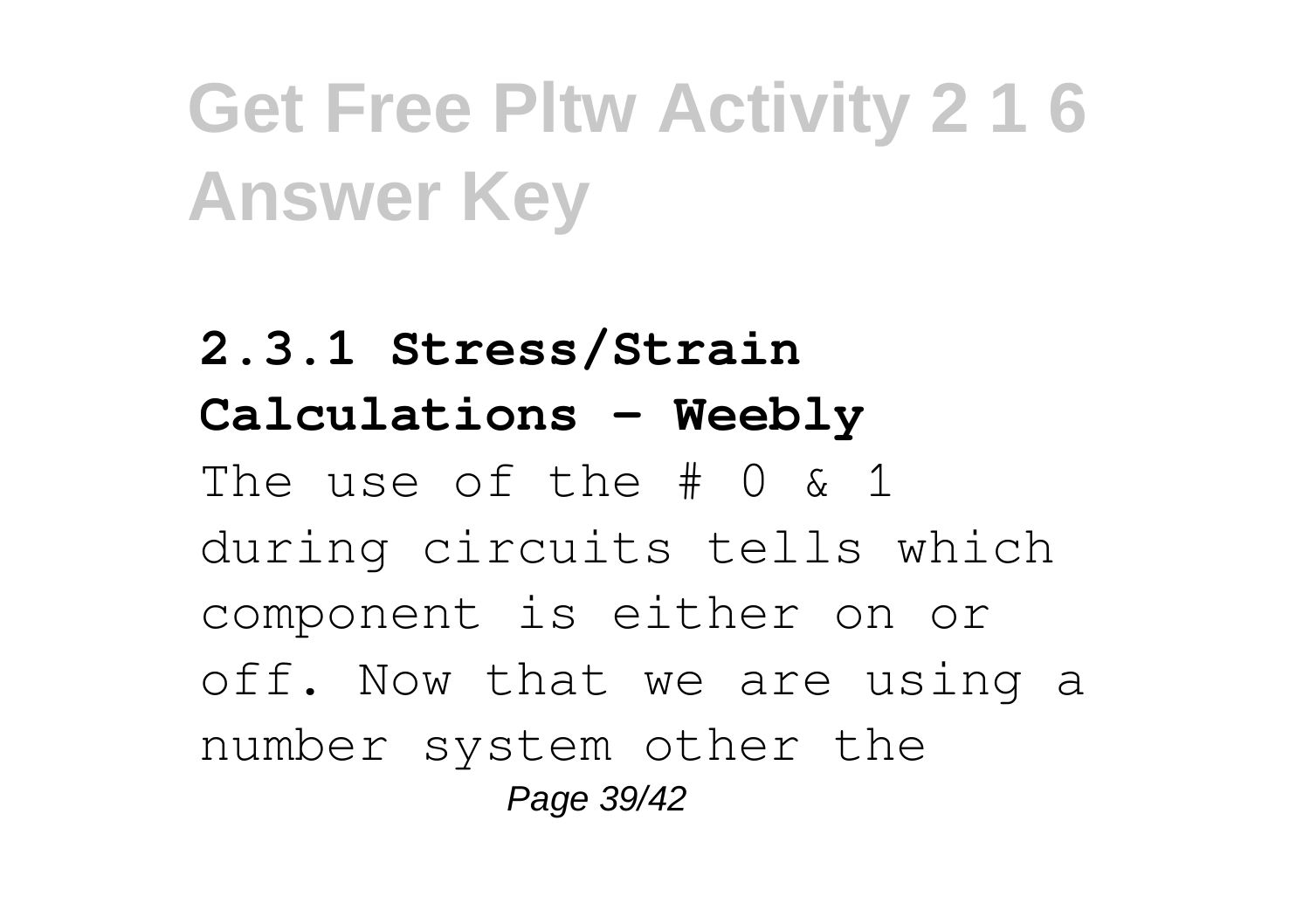**2.3.1 Stress/Strain Calculations - Weebly**

The use of the # 0 & 1 during circuits tells which component is either on or off. Now that we are using a number system other the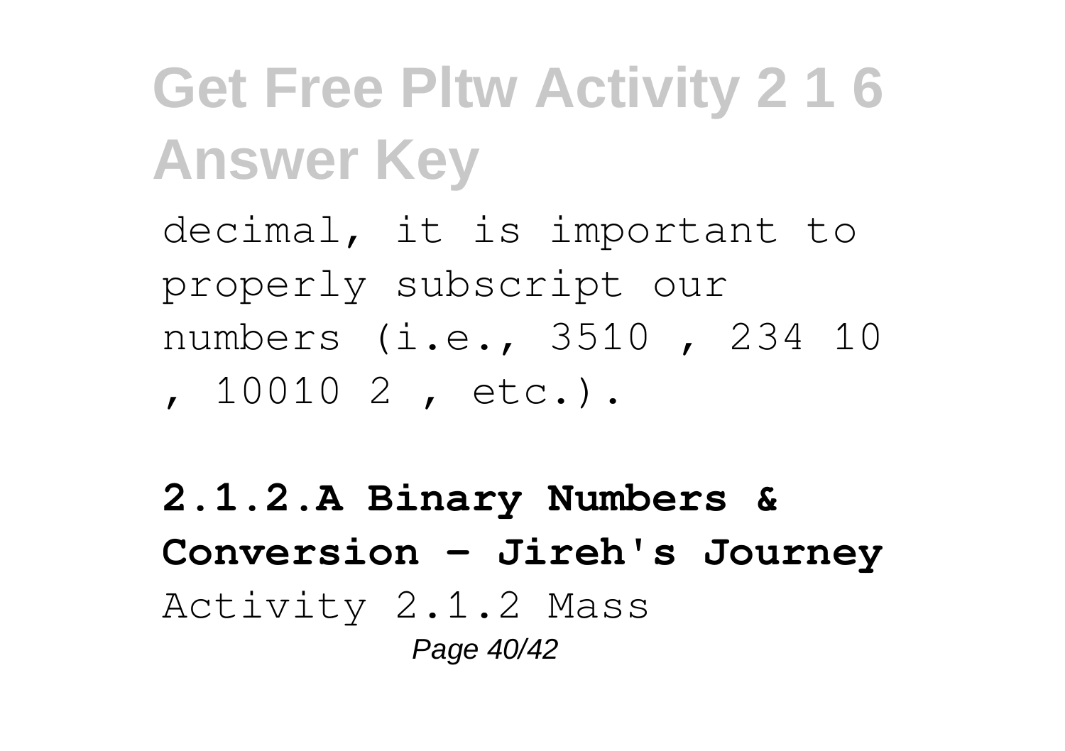decimal, it is important to properly subscript our numbers (i.e., 3510 , 234 10 , 10010 2 , etc.).

**2.1.2.A Binary Numbers & Conversion - Jireh's Journey**

Activity 2.1.2 Mass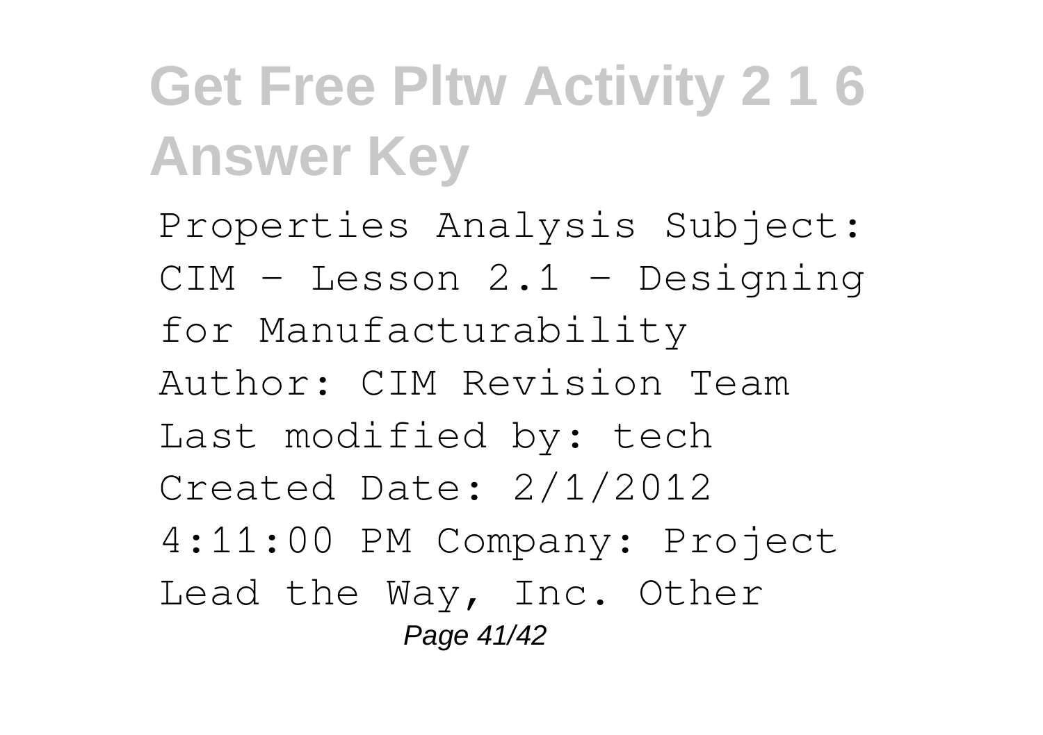Properties Analysis Subject: CIM - Lesson 2.1 - Designing for Manufacturability Author: CIM Revision Team Last modified by: tech Created Date: 2/1/2012 4:11:00 PM Company: Project Lead the Way, Inc. Other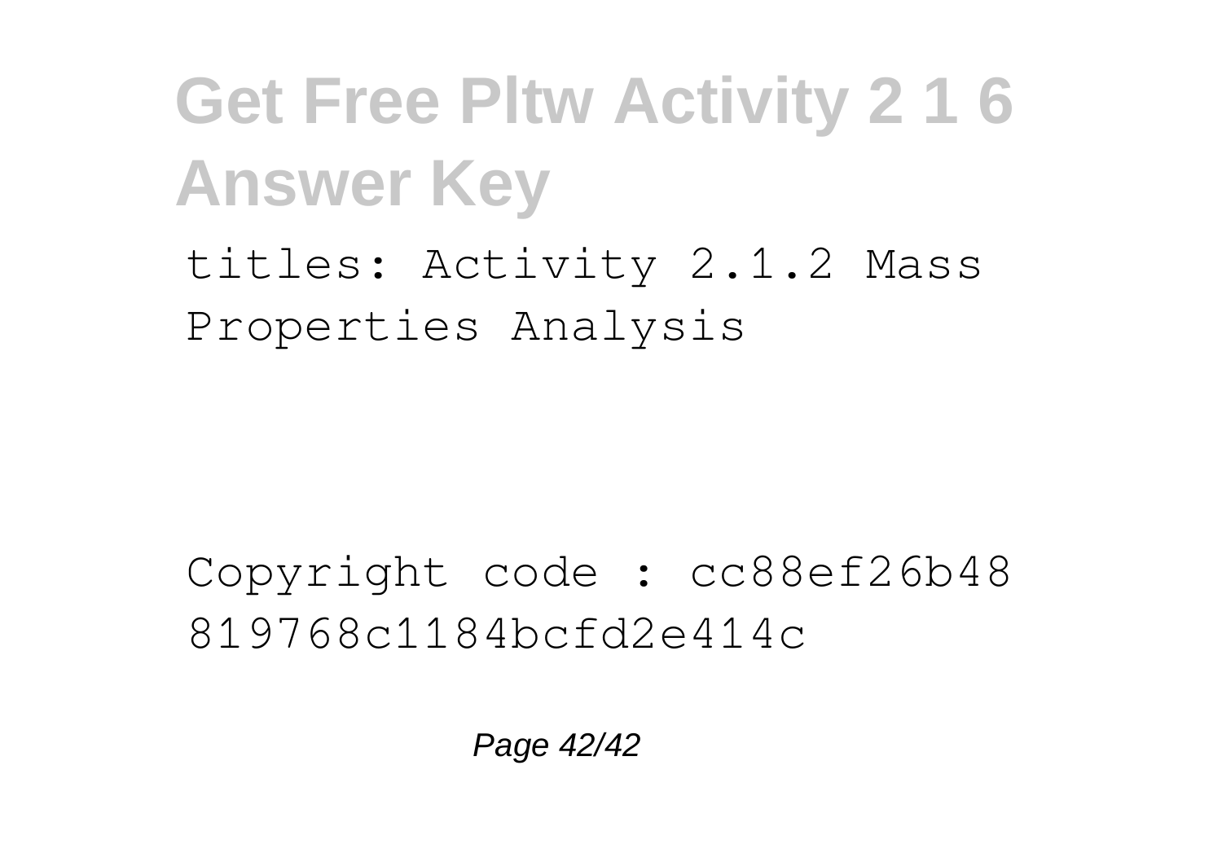titles: Activity 2.1.2 Mass Properties Analysis

Copyright code : cc88ef26b48819768c1184bcfd2e414c